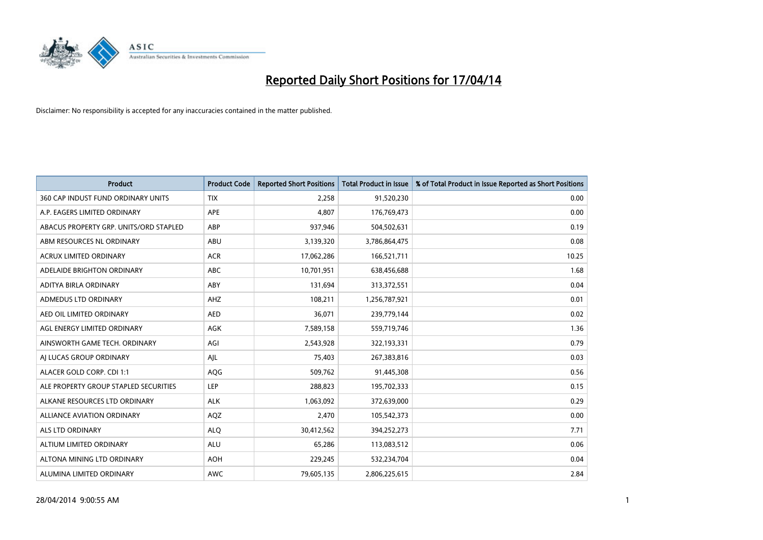# Reported Daily Short Positions for 17/04/14

Disclaimer: No responsibility is accepted for any inaccuracies contained in the matter published.

| Product | Product Code | Reported Short Positions | Total Product in Issue | % of Total Product in Issue Reported as Short Positions |
|---|---|---|---|---|
| 360 CAP INDUST FUND ORDINARY UNITS | TIX | 2,258 | 91,520,230 | 0.00 |
| A.P. EAGERS LIMITED ORDINARY | APE | 4,807 | 176,769,473 | 0.00 |
| ABACUS PROPERTY GRP. UNITS/ORD STAPLED | ABP | 937,946 | 504,502,631 | 0.19 |
| ABM RESOURCES NL ORDINARY | ABU | 3,139,320 | 3,786,864,475 | 0.08 |
| ACRUX LIMITED ORDINARY | ACR | 17,062,286 | 166,521,711 | 10.25 |
| ADELAIDE BRIGHTON ORDINARY | ABC | 10,701,951 | 638,456,688 | 1.68 |
| ADITYA BIRLA ORDINARY | ABY | 131,694 | 313,372,551 | 0.04 |
| ADMEDUS LTD ORDINARY | AHZ | 108,211 | 1,256,787,921 | 0.01 |
| AED OIL LIMITED ORDINARY | AED | 36,071 | 239,779,144 | 0.02 |
| AGL ENERGY LIMITED ORDINARY | AGK | 7,589,158 | 559,719,746 | 1.36 |
| AINSWORTH GAME TECH. ORDINARY | AGI | 2,543,928 | 322,193,331 | 0.79 |
| AJ LUCAS GROUP ORDINARY | AJL | 75,403 | 267,383,816 | 0.03 |
| ALACER GOLD CORP. CDI 1:1 | AQG | 509,762 | 91,445,308 | 0.56 |
| ALE PROPERTY GROUP STAPLED SECURITIES | LEP | 288,823 | 195,702,333 | 0.15 |
| ALKANE RESOURCES LTD ORDINARY | ALK | 1,063,092 | 372,639,000 | 0.29 |
| ALLIANCE AVIATION ORDINARY | AQZ | 2,470 | 105,542,373 | 0.00 |
| ALS LTD ORDINARY | ALQ | 30,412,562 | 394,252,273 | 7.71 |
| ALTIUM LIMITED ORDINARY | ALU | 65,286 | 113,083,512 | 0.06 |
| ALTONA MINING LTD ORDINARY | AOH | 229,245 | 532,234,704 | 0.04 |
| ALUMINA LIMITED ORDINARY | AWC | 79,605,135 | 2,806,225,615 | 2.84 |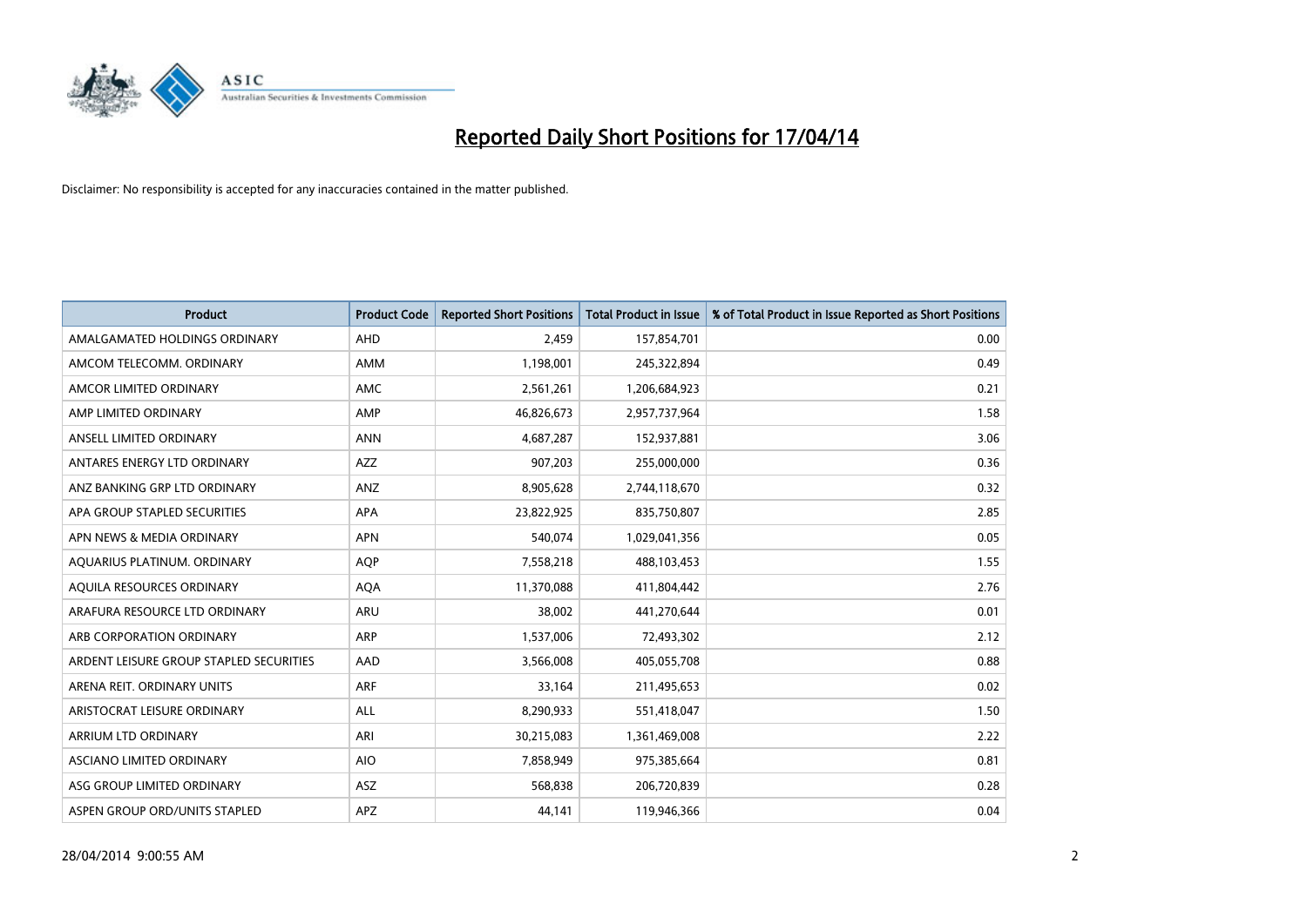# Reported Daily Short Positions for 17/04/14

Disclaimer: No responsibility is accepted for any inaccuracies contained in the matter published.

| Product | Product Code | Reported Short Positions | Total Product in Issue | % of Total Product in Issue Reported as Short Positions |
|---|---|---|---|---|
| AMALGAMATED HOLDINGS ORDINARY | AHD | 2,459 | 157,854,701 | 0.00 |
| AMCOM TELECOMM. ORDINARY | AMM | 1,198,001 | 245,322,894 | 0.49 |
| AMCOR LIMITED ORDINARY | AMC | 2,561,261 | 1,206,684,923 | 0.21 |
| AMP LIMITED ORDINARY | AMP | 46,826,673 | 2,957,737,964 | 1.58 |
| ANSELL LIMITED ORDINARY | ANN | 4,687,287 | 152,937,881 | 3.06 |
| ANTARES ENERGY LTD ORDINARY | AZZ | 907,203 | 255,000,000 | 0.36 |
| ANZ BANKING GRP LTD ORDINARY | ANZ | 8,905,628 | 2,744,118,670 | 0.32 |
| APA GROUP STAPLED SECURITIES | APA | 23,822,925 | 835,750,807 | 2.85 |
| APN NEWS & MEDIA ORDINARY | APN | 540,074 | 1,029,041,356 | 0.05 |
| AQUARIUS PLATINUM. ORDINARY | AQP | 7,558,218 | 488,103,453 | 1.55 |
| AQUILA RESOURCES ORDINARY | AQA | 11,370,088 | 411,804,442 | 2.76 |
| ARAFURA RESOURCE LTD ORDINARY | ARU | 38,002 | 441,270,644 | 0.01 |
| ARB CORPORATION ORDINARY | ARP | 1,537,006 | 72,493,302 | 2.12 |
| ARDENT LEISURE GROUP STAPLED SECURITIES | AAD | 3,566,008 | 405,055,708 | 0.88 |
| ARENA REIT. ORDINARY UNITS | ARF | 33,164 | 211,495,653 | 0.02 |
| ARISTOCRAT LEISURE ORDINARY | ALL | 8,290,933 | 551,418,047 | 1.50 |
| ARRIUM LTD ORDINARY | ARI | 30,215,083 | 1,361,469,008 | 2.22 |
| ASCIANO LIMITED ORDINARY | AIO | 7,858,949 | 975,385,664 | 0.81 |
| ASG GROUP LIMITED ORDINARY | ASZ | 568,838 | 206,720,839 | 0.28 |
| ASPEN GROUP ORD/UNITS STAPLED | APZ | 44,141 | 119,946,366 | 0.04 |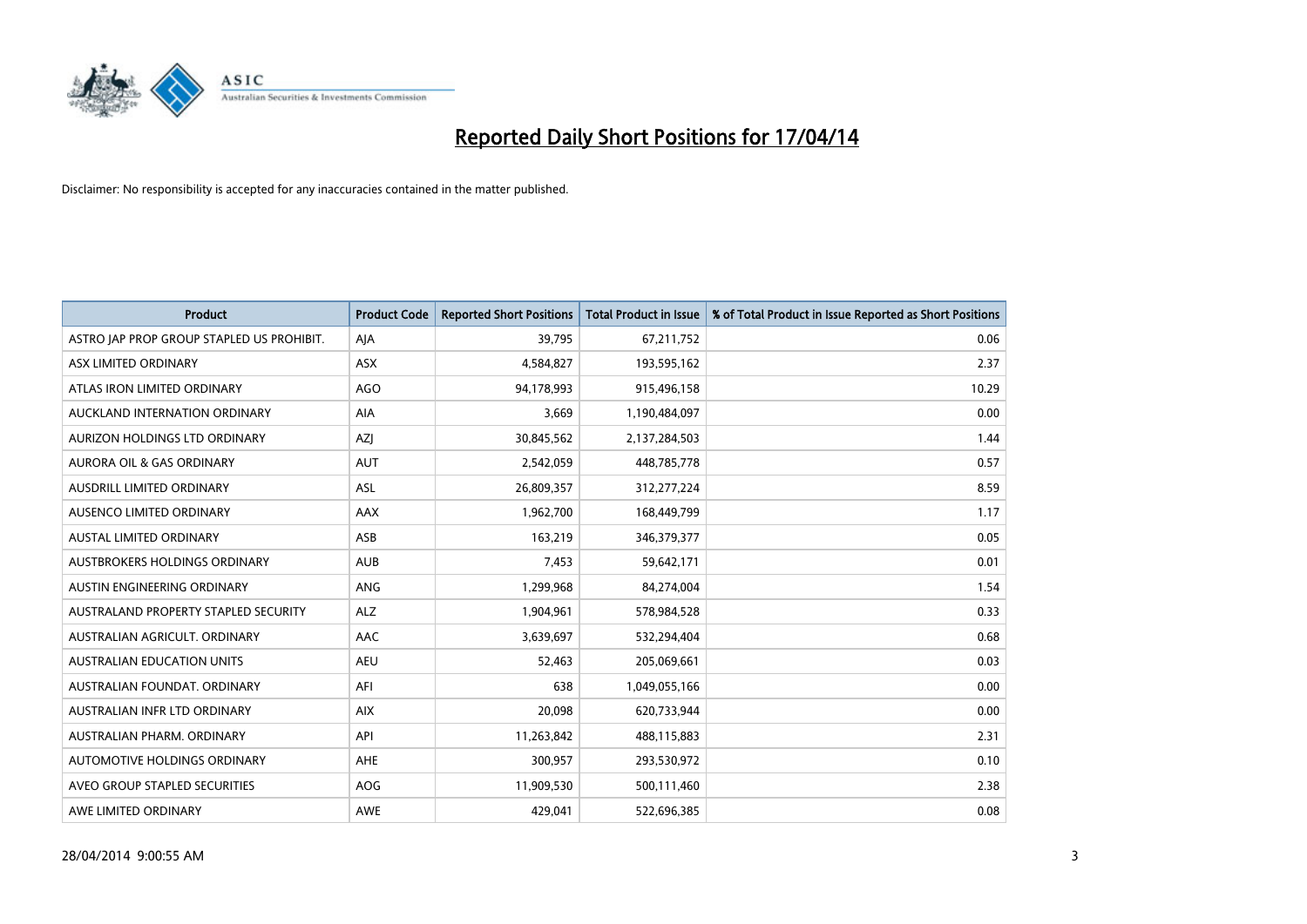# Reported Daily Short Positions for 17/04/14

Disclaimer: No responsibility is accepted for any inaccuracies contained in the matter published.

| Product | Product Code | Reported Short Positions | Total Product in Issue | % of Total Product in Issue Reported as Short Positions |
|---|---|---|---|---|
| ASTRO JAP PROP GROUP STAPLED US PROHIBIT. | AJA | 39,795 | 67,211,752 | 0.06 |
| ASX LIMITED ORDINARY | ASX | 4,584,827 | 193,595,162 | 2.37 |
| ATLAS IRON LIMITED ORDINARY | AGO | 94,178,993 | 915,496,158 | 10.29 |
| AUCKLAND INTERNATION ORDINARY | AIA | 3,669 | 1,190,484,097 | 0.00 |
| AURIZON HOLDINGS LTD ORDINARY | AZJ | 30,845,562 | 2,137,284,503 | 1.44 |
| AURORA OIL & GAS ORDINARY | AUT | 2,542,059 | 448,785,778 | 0.57 |
| AUSDRILL LIMITED ORDINARY | ASL | 26,809,357 | 312,277,224 | 8.59 |
| AUSENCO LIMITED ORDINARY | AAX | 1,962,700 | 168,449,799 | 1.17 |
| AUSTAL LIMITED ORDINARY | ASB | 163,219 | 346,379,377 | 0.05 |
| AUSTBROKERS HOLDINGS ORDINARY | AUB | 7,453 | 59,642,171 | 0.01 |
| AUSTIN ENGINEERING ORDINARY | ANG | 1,299,968 | 84,274,004 | 1.54 |
| AUSTRALAND PROPERTY STAPLED SECURITY | ALZ | 1,904,961 | 578,984,528 | 0.33 |
| AUSTRALIAN AGRICULT. ORDINARY | AAC | 3,639,697 | 532,294,404 | 0.68 |
| AUSTRALIAN EDUCATION UNITS | AEU | 52,463 | 205,069,661 | 0.03 |
| AUSTRALIAN FOUNDAT. ORDINARY | AFI | 638 | 1,049,055,166 | 0.00 |
| AUSTRALIAN INFR LTD ORDINARY | AIX | 20,098 | 620,733,944 | 0.00 |
| AUSTRALIAN PHARM. ORDINARY | API | 11,263,842 | 488,115,883 | 2.31 |
| AUTOMOTIVE HOLDINGS ORDINARY | AHE | 300,957 | 293,530,972 | 0.10 |
| AVEO GROUP STAPLED SECURITIES | AOG | 11,909,530 | 500,111,460 | 2.38 |
| AWE LIMITED ORDINARY | AWE | 429,041 | 522,696,385 | 0.08 |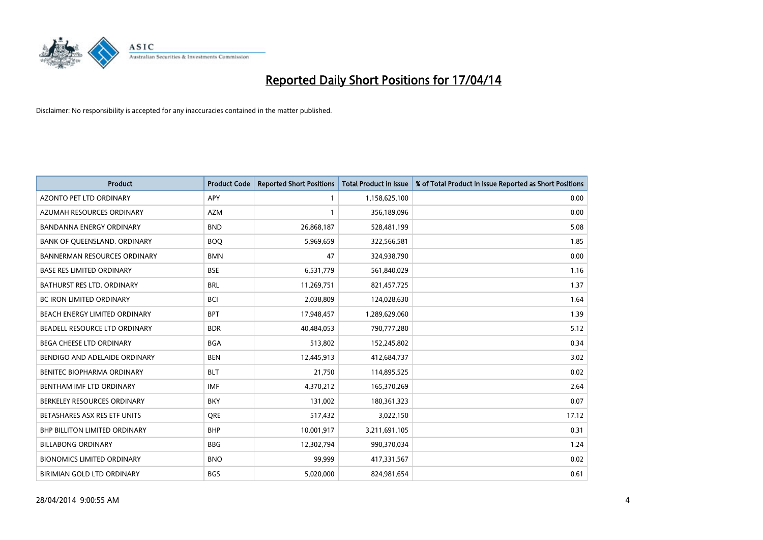# Reported Daily Short Positions for 17/04/14

Disclaimer: No responsibility is accepted for any inaccuracies contained in the matter published.

| Product | Product Code | Reported Short Positions | Total Product in Issue | % of Total Product in Issue Reported as Short Positions |
|---|---|---|---|---|
| AZONTO PET LTD ORDINARY | APY | 1 | 1,158,625,100 | 0.00 |
| AZUMAH RESOURCES ORDINARY | AZM | 1 | 356,189,096 | 0.00 |
| BANDANNA ENERGY ORDINARY | BND | 26,868,187 | 528,481,199 | 5.08 |
| BANK OF QUEENSLAND. ORDINARY | BOQ | 5,969,659 | 322,566,581 | 1.85 |
| BANNERMAN RESOURCES ORDINARY | BMN | 47 | 324,938,790 | 0.00 |
| BASE RES LIMITED ORDINARY | BSE | 6,531,779 | 561,840,029 | 1.16 |
| BATHURST RES LTD. ORDINARY | BRL | 11,269,751 | 821,457,725 | 1.37 |
| BC IRON LIMITED ORDINARY | BCI | 2,038,809 | 124,028,630 | 1.64 |
| BEACH ENERGY LIMITED ORDINARY | BPT | 17,948,457 | 1,289,629,060 | 1.39 |
| BEADELL RESOURCE LTD ORDINARY | BDR | 40,484,053 | 790,777,280 | 5.12 |
| BEGA CHEESE LTD ORDINARY | BGA | 513,802 | 152,245,802 | 0.34 |
| BENDIGO AND ADELAIDE ORDINARY | BEN | 12,445,913 | 412,684,737 | 3.02 |
| BENITEC BIOPHARMA ORDINARY | BLT | 21,750 | 114,895,525 | 0.02 |
| BENTHAM IMF LTD ORDINARY | IMF | 4,370,212 | 165,370,269 | 2.64 |
| BERKELEY RESOURCES ORDINARY | BKY | 131,002 | 180,361,323 | 0.07 |
| BETASHARES ASX RES ETF UNITS | QRE | 517,432 | 3,022,150 | 17.12 |
| BHP BILLITON LIMITED ORDINARY | BHP | 10,001,917 | 3,211,691,105 | 0.31 |
| BILLABONG ORDINARY | BBG | 12,302,794 | 990,370,034 | 1.24 |
| BIONOMICS LIMITED ORDINARY | BNO | 99,999 | 417,331,567 | 0.02 |
| BIRIMIAN GOLD LTD ORDINARY | BGS | 5,020,000 | 824,981,654 | 0.61 |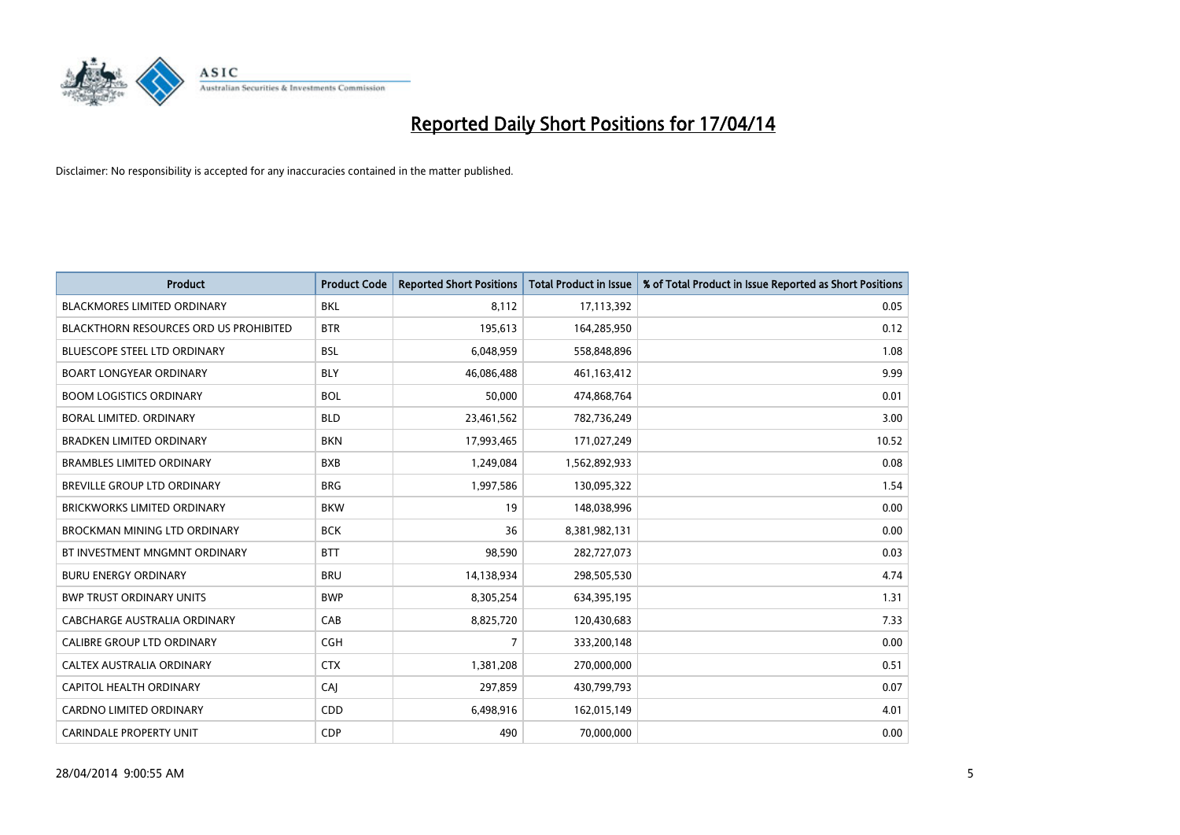# Reported Daily Short Positions for 17/04/14

Disclaimer: No responsibility is accepted for any inaccuracies contained in the matter published.

| Product | Product Code | Reported Short Positions | Total Product in Issue | % of Total Product in Issue Reported as Short Positions |
|---|---|---|---|---|
| BLACKMORES LIMITED ORDINARY | BKL | 8,112 | 17,113,392 | 0.05 |
| BLACKTHORN RESOURCES ORD US PROHIBITED | BTR | 195,613 | 164,285,950 | 0.12 |
| BLUESCOPE STEEL LTD ORDINARY | BSL | 6,048,959 | 558,848,896 | 1.08 |
| BOART LONGYEAR ORDINARY | BLY | 46,086,488 | 461,163,412 | 9.99 |
| BOOM LOGISTICS ORDINARY | BOL | 50,000 | 474,868,764 | 0.01 |
| BORAL LIMITED. ORDINARY | BLD | 23,461,562 | 782,736,249 | 3.00 |
| BRADKEN LIMITED ORDINARY | BKN | 17,993,465 | 171,027,249 | 10.52 |
| BRAMBLES LIMITED ORDINARY | BXB | 1,249,084 | 1,562,892,933 | 0.08 |
| BREVILLE GROUP LTD ORDINARY | BRG | 1,997,586 | 130,095,322 | 1.54 |
| BRICKWORKS LIMITED ORDINARY | BKW | 19 | 148,038,996 | 0.00 |
| BROCKMAN MINING LTD ORDINARY | BCK | 36 | 8,381,982,131 | 0.00 |
| BT INVESTMENT MNGMNT ORDINARY | BTT | 98,590 | 282,727,073 | 0.03 |
| BURU ENERGY ORDINARY | BRU | 14,138,934 | 298,505,530 | 4.74 |
| BWP TRUST ORDINARY UNITS | BWP | 8,305,254 | 634,395,195 | 1.31 |
| CABCHARGE AUSTRALIA ORDINARY | CAB | 8,825,720 | 120,430,683 | 7.33 |
| CALIBRE GROUP LTD ORDINARY | CGH | 7 | 333,200,148 | 0.00 |
| CALTEX AUSTRALIA ORDINARY | CTX | 1,381,208 | 270,000,000 | 0.51 |
| CAPITOL HEALTH ORDINARY | CAJ | 297,859 | 430,799,793 | 0.07 |
| CARDNO LIMITED ORDINARY | CDD | 6,498,916 | 162,015,149 | 4.01 |
| CARINDALE PROPERTY UNIT | CDP | 490 | 70,000,000 | 0.00 |

28/04/2014 9:00:55 AM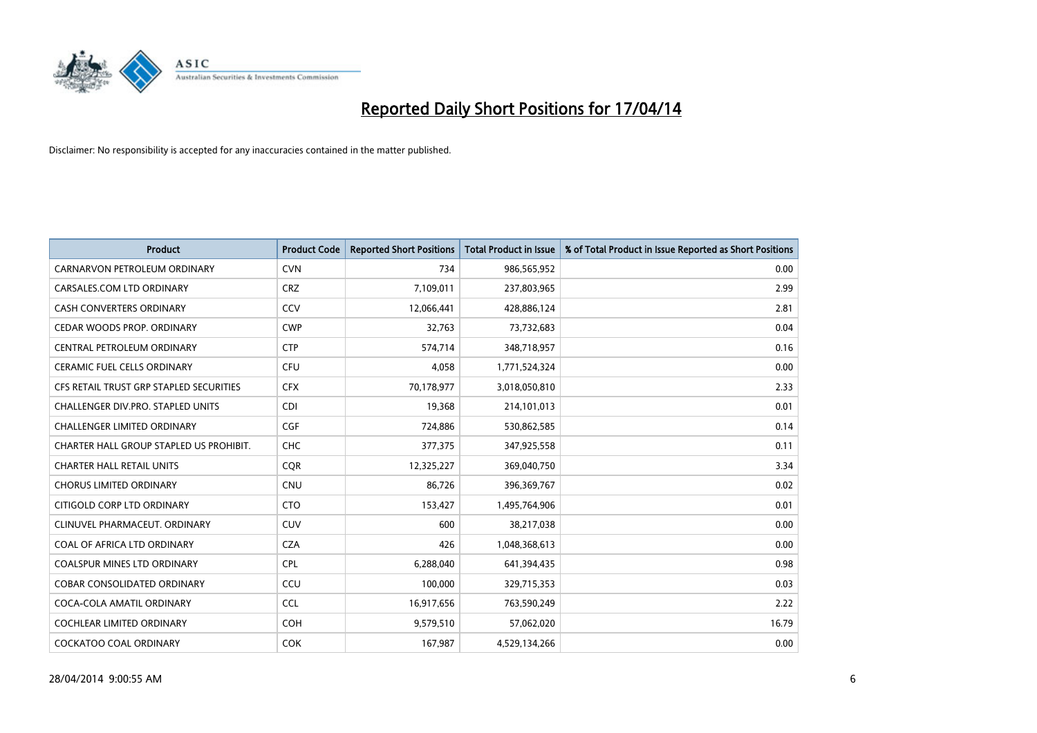# Reported Daily Short Positions for 17/04/14

Disclaimer: No responsibility is accepted for any inaccuracies contained in the matter published.

| Product | Product Code | Reported Short Positions | Total Product in Issue | % of Total Product in Issue Reported as Short Positions |
|---|---|---|---|---|
| CARNARVON PETROLEUM ORDINARY | CVN | 734 | 986,565,952 | 0.00 |
| CARSALES.COM LTD ORDINARY | CRZ | 7,109,011 | 237,803,965 | 2.99 |
| CASH CONVERTERS ORDINARY | CCV | 12,066,441 | 428,886,124 | 2.81 |
| CEDAR WOODS PROP. ORDINARY | CWP | 32,763 | 73,732,683 | 0.04 |
| CENTRAL PETROLEUM ORDINARY | CTP | 574,714 | 348,718,957 | 0.16 |
| CERAMIC FUEL CELLS ORDINARY | CFU | 4,058 | 1,771,524,324 | 0.00 |
| CFS RETAIL TRUST GRP STAPLED SECURITIES | CFX | 70,178,977 | 3,018,050,810 | 2.33 |
| CHALLENGER DIV.PRO. STAPLED UNITS | CDI | 19,368 | 214,101,013 | 0.01 |
| CHALLENGER LIMITED ORDINARY | CGF | 724,886 | 530,862,585 | 0.14 |
| CHARTER HALL GROUP STAPLED US PROHIBIT. | CHC | 377,375 | 347,925,558 | 0.11 |
| CHARTER HALL RETAIL UNITS | CQR | 12,325,227 | 369,040,750 | 3.34 |
| CHORUS LIMITED ORDINARY | CNU | 86,726 | 396,369,767 | 0.02 |
| CITIGOLD CORP LTD ORDINARY | CTO | 153,427 | 1,495,764,906 | 0.01 |
| CLINUVEL PHARMACEUT. ORDINARY | CUV | 600 | 38,217,038 | 0.00 |
| COAL OF AFRICA LTD ORDINARY | CZA | 426 | 1,048,368,613 | 0.00 |
| COALSPUR MINES LTD ORDINARY | CPL | 6,288,040 | 641,394,435 | 0.98 |
| COBAR CONSOLIDATED ORDINARY | CCU | 100,000 | 329,715,353 | 0.03 |
| COCA-COLA AMATIL ORDINARY | CCL | 16,917,656 | 763,590,249 | 2.22 |
| COCHLEAR LIMITED ORDINARY | COH | 9,579,510 | 57,062,020 | 16.79 |
| COCKATOO COAL ORDINARY | COK | 167,987 | 4,529,134,266 | 0.00 |

28/04/2014 9:00:55 AM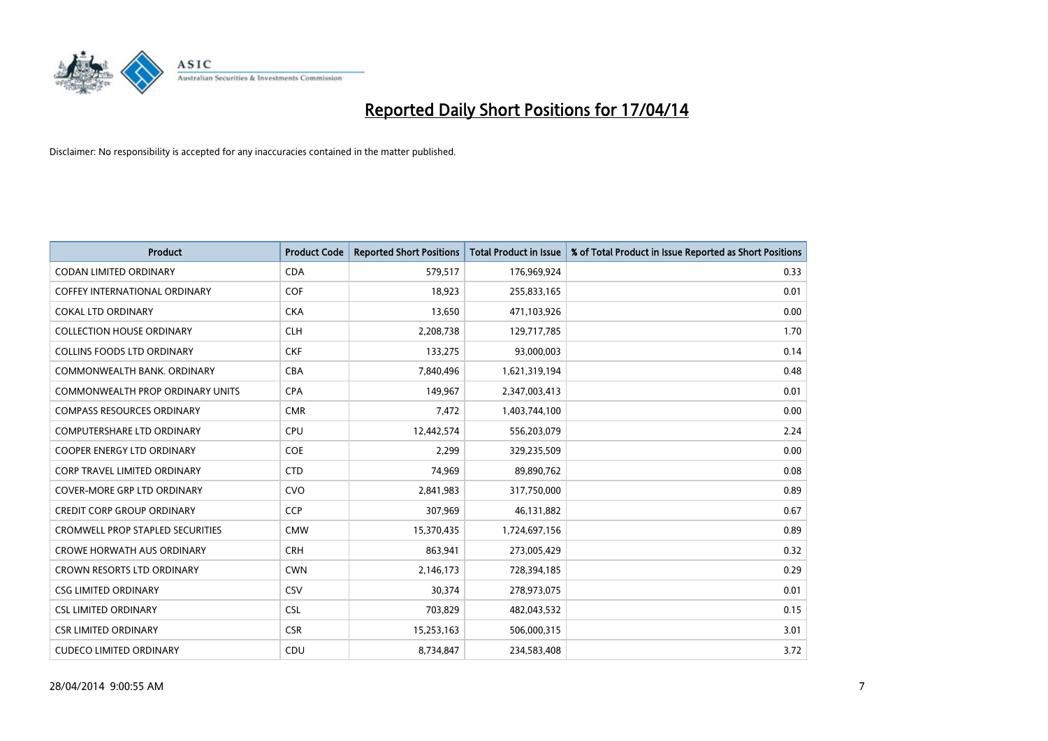# Reported Daily Short Positions for 17/04/14

Disclaimer: No responsibility is accepted for any inaccuracies contained in the matter published.

| Product | Product Code | Reported Short Positions | Total Product in Issue | % of Total Product in Issue Reported as Short Positions |
|---|---|---|---|---|
| CODAN LIMITED ORDINARY | CDA | 579,517 | 176,969,924 | 0.33 |
| COFFEY INTERNATIONAL ORDINARY | COF | 18,923 | 255,833,165 | 0.01 |
| COKAL LTD ORDINARY | CKA | 13,650 | 471,103,926 | 0.00 |
| COLLECTION HOUSE ORDINARY | CLH | 2,208,738 | 129,717,785 | 1.70 |
| COLLINS FOODS LTD ORDINARY | CKF | 133,275 | 93,000,003 | 0.14 |
| COMMONWEALTH BANK. ORDINARY | CBA | 7,840,496 | 1,621,319,194 | 0.48 |
| COMMONWEALTH PROP ORDINARY UNITS | CPA | 149,967 | 2,347,003,413 | 0.01 |
| COMPASS RESOURCES ORDINARY | CMR | 7,472 | 1,403,744,100 | 0.00 |
| COMPUTERSHARE LTD ORDINARY | CPU | 12,442,574 | 556,203,079 | 2.24 |
| COOPER ENERGY LTD ORDINARY | COE | 2,299 | 329,235,509 | 0.00 |
| CORP TRAVEL LIMITED ORDINARY | CTD | 74,969 | 89,890,762 | 0.08 |
| COVER-MORE GRP LTD ORDINARY | CVO | 2,841,983 | 317,750,000 | 0.89 |
| CREDIT CORP GROUP ORDINARY | CCP | 307,969 | 46,131,882 | 0.67 |
| CROMWELL PROP STAPLED SECURITIES | CMW | 15,370,435 | 1,724,697,156 | 0.89 |
| CROWE HORWATH AUS ORDINARY | CRH | 863,941 | 273,005,429 | 0.32 |
| CROWN RESORTS LTD ORDINARY | CWN | 2,146,173 | 728,394,185 | 0.29 |
| CSG LIMITED ORDINARY | CSV | 30,374 | 278,973,075 | 0.01 |
| CSL LIMITED ORDINARY | CSL | 703,829 | 482,043,532 | 0.15 |
| CSR LIMITED ORDINARY | CSR | 15,253,163 | 506,000,315 | 3.01 |
| CUDECO LIMITED ORDINARY | CDU | 8,734,847 | 234,583,408 | 3.72 |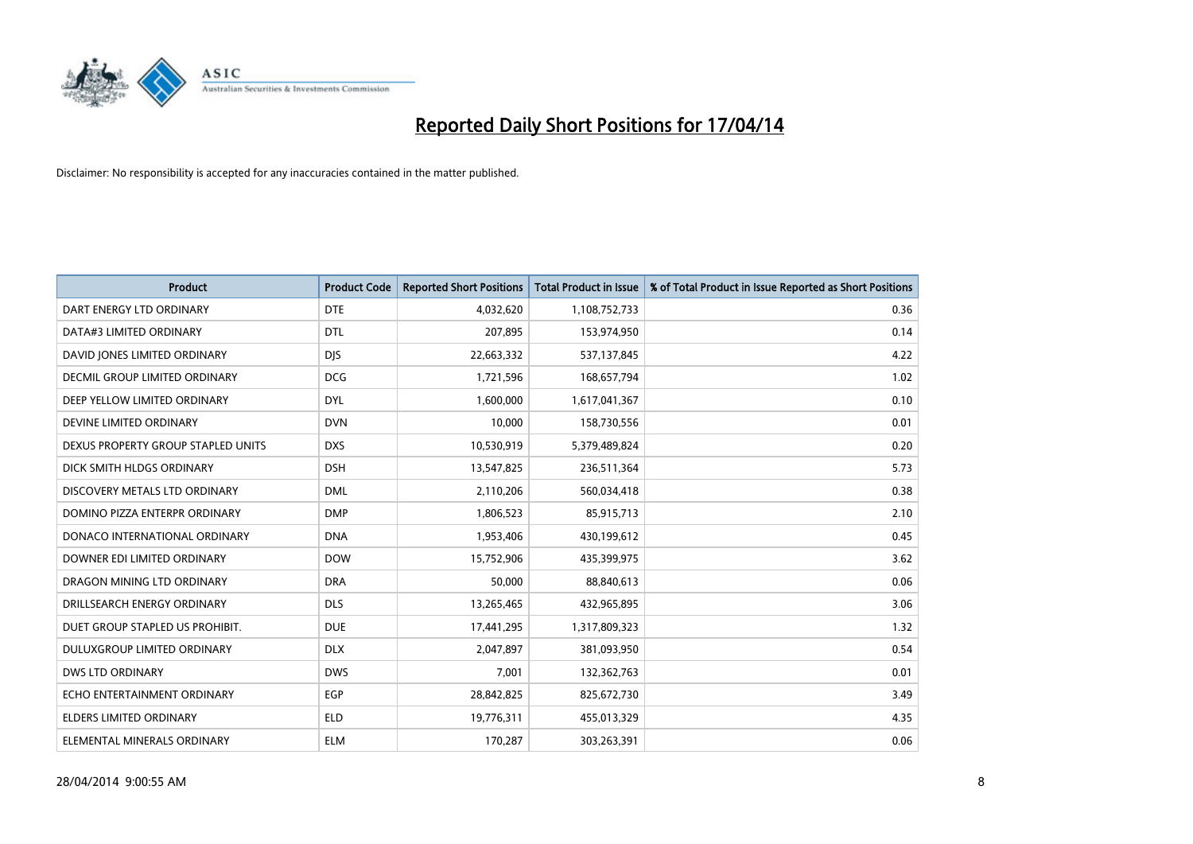# Reported Daily Short Positions for 17/04/14

Disclaimer: No responsibility is accepted for any inaccuracies contained in the matter published.

| Product | Product Code | Reported Short Positions | Total Product in Issue | % of Total Product in Issue Reported as Short Positions |
|---|---|---|---|---|
| DART ENERGY LTD ORDINARY | DTE | 4,032,620 | 1,108,752,733 | 0.36 |
| DATA#3 LIMITED ORDINARY | DTL | 207,895 | 153,974,950 | 0.14 |
| DAVID JONES LIMITED ORDINARY | DJS | 22,663,332 | 537,137,845 | 4.22 |
| DECMIL GROUP LIMITED ORDINARY | DCG | 1,721,596 | 168,657,794 | 1.02 |
| DEEP YELLOW LIMITED ORDINARY | DYL | 1,600,000 | 1,617,041,367 | 0.10 |
| DEVINE LIMITED ORDINARY | DVN | 10,000 | 158,730,556 | 0.01 |
| DEXUS PROPERTY GROUP STAPLED UNITS | DXS | 10,530,919 | 5,379,489,824 | 0.20 |
| DICK SMITH HLDGS ORDINARY | DSH | 13,547,825 | 236,511,364 | 5.73 |
| DISCOVERY METALS LTD ORDINARY | DML | 2,110,206 | 560,034,418 | 0.38 |
| DOMINO PIZZA ENTERPR ORDINARY | DMP | 1,806,523 | 85,915,713 | 2.10 |
| DONACO INTERNATIONAL ORDINARY | DNA | 1,953,406 | 430,199,612 | 0.45 |
| DOWNER EDI LIMITED ORDINARY | DOW | 15,752,906 | 435,399,975 | 3.62 |
| DRAGON MINING LTD ORDINARY | DRA | 50,000 | 88,840,613 | 0.06 |
| DRILLSEARCH ENERGY ORDINARY | DLS | 13,265,465 | 432,965,895 | 3.06 |
| DUET GROUP STAPLED US PROHIBIT. | DUE | 17,441,295 | 1,317,809,323 | 1.32 |
| DULUXGROUP LIMITED ORDINARY | DLX | 2,047,897 | 381,093,950 | 0.54 |
| DWS LTD ORDINARY | DWS | 7,001 | 132,362,763 | 0.01 |
| ECHO ENTERTAINMENT ORDINARY | EGP | 28,842,825 | 825,672,730 | 3.49 |
| ELDERS LIMITED ORDINARY | ELD | 19,776,311 | 455,013,329 | 4.35 |
| ELEMENTAL MINERALS ORDINARY | ELM | 170,287 | 303,263,391 | 0.06 |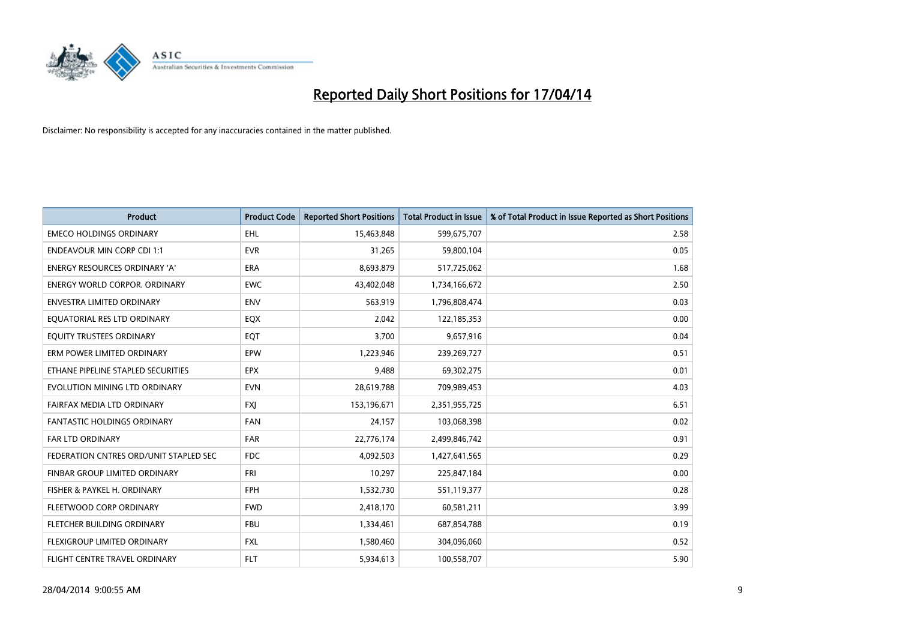# Reported Daily Short Positions for 17/04/14

Disclaimer: No responsibility is accepted for any inaccuracies contained in the matter published.

| Product | Product Code | Reported Short Positions | Total Product in Issue | % of Total Product in Issue Reported as Short Positions |
|---|---|---|---|---|
| EMECO HOLDINGS ORDINARY | EHL | 15,463,848 | 599,675,707 | 2.58 |
| ENDEAVOUR MIN CORP CDI 1:1 | EVR | 31,265 | 59,800,104 | 0.05 |
| ENERGY RESOURCES ORDINARY 'A' | ERA | 8,693,879 | 517,725,062 | 1.68 |
| ENERGY WORLD CORPOR. ORDINARY | EWC | 43,402,048 | 1,734,166,672 | 2.50 |
| ENVESTRA LIMITED ORDINARY | ENV | 563,919 | 1,796,808,474 | 0.03 |
| EQUATORIAL RES LTD ORDINARY | EQX | 2,042 | 122,185,353 | 0.00 |
| EQUITY TRUSTEES ORDINARY | EQT | 3,700 | 9,657,916 | 0.04 |
| ERM POWER LIMITED ORDINARY | EPW | 1,223,946 | 239,269,727 | 0.51 |
| ETHANE PIPELINE STAPLED SECURITIES | EPX | 9,488 | 69,302,275 | 0.01 |
| EVOLUTION MINING LTD ORDINARY | EVN | 28,619,788 | 709,989,453 | 4.03 |
| FAIRFAX MEDIA LTD ORDINARY | FXJ | 153,196,671 | 2,351,955,725 | 6.51 |
| FANTASTIC HOLDINGS ORDINARY | FAN | 24,157 | 103,068,398 | 0.02 |
| FAR LTD ORDINARY | FAR | 22,776,174 | 2,499,846,742 | 0.91 |
| FEDERATION CNTRES ORD/UNIT STAPLED SEC | FDC | 4,092,503 | 1,427,641,565 | 0.29 |
| FINBAR GROUP LIMITED ORDINARY | FRI | 10,297 | 225,847,184 | 0.00 |
| FISHER & PAYKEL H. ORDINARY | FPH | 1,532,730 | 551,119,377 | 0.28 |
| FLEETWOOD CORP ORDINARY | FWD | 2,418,170 | 60,581,211 | 3.99 |
| FLETCHER BUILDING ORDINARY | FBU | 1,334,461 | 687,854,788 | 0.19 |
| FLEXIGROUP LIMITED ORDINARY | FXL | 1,580,460 | 304,096,060 | 0.52 |
| FLIGHT CENTRE TRAVEL ORDINARY | FLT | 5,934,613 | 100,558,707 | 5.90 |

28/04/2014 9:00:55 AM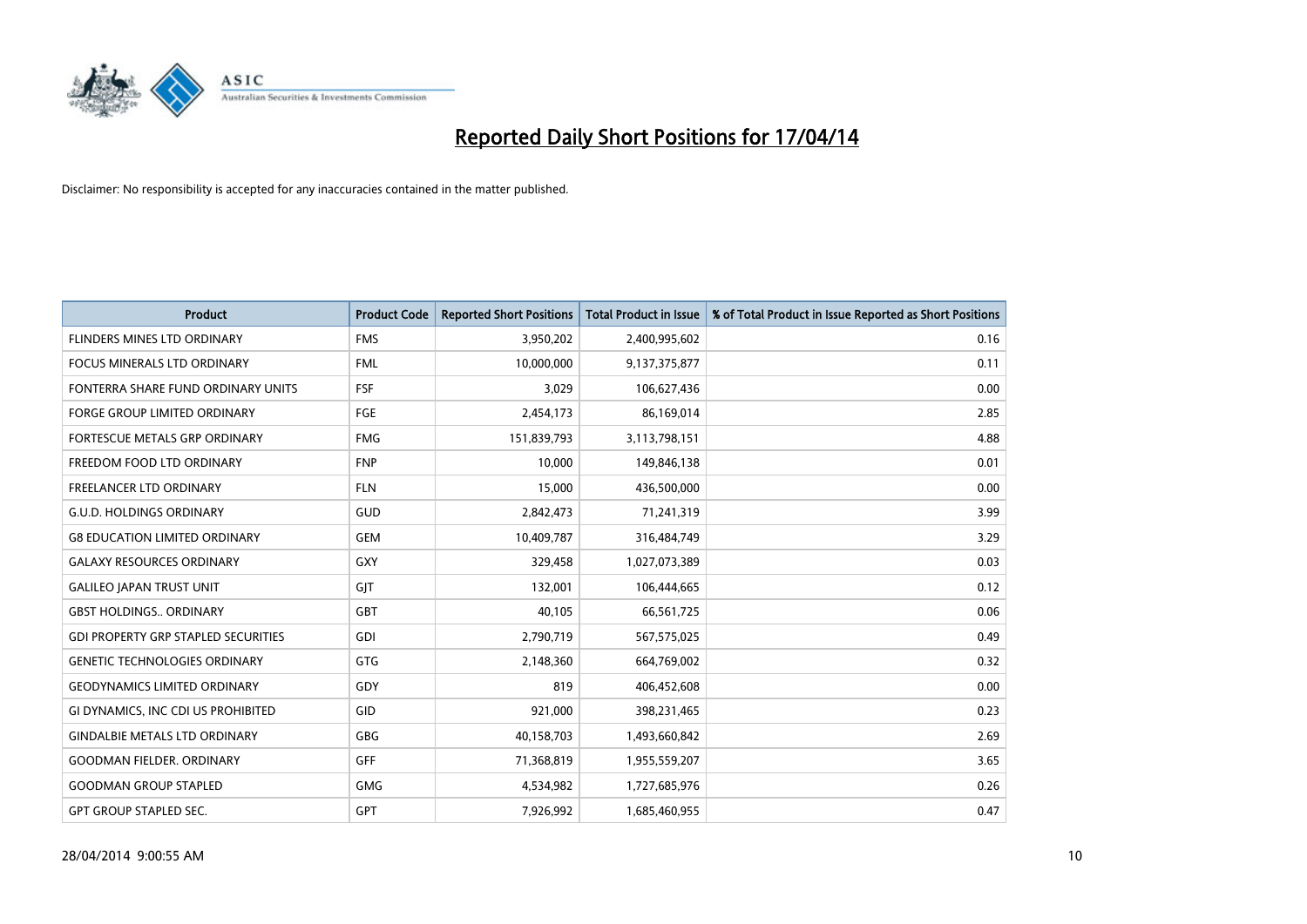# Reported Daily Short Positions for 17/04/14

Disclaimer: No responsibility is accepted for any inaccuracies contained in the matter published.

| Product | Product Code | Reported Short Positions | Total Product in Issue | % of Total Product in Issue Reported as Short Positions |
|---|---|---|---|---|
| FLINDERS MINES LTD ORDINARY | FMS | 3,950,202 | 2,400,995,602 | 0.16 |
| FOCUS MINERALS LTD ORDINARY | FML | 10,000,000 | 9,137,375,877 | 0.11 |
| FONTERRA SHARE FUND ORDINARY UNITS | FSF | 3,029 | 106,627,436 | 0.00 |
| FORGE GROUP LIMITED ORDINARY | FGE | 2,454,173 | 86,169,014 | 2.85 |
| FORTESCUE METALS GRP ORDINARY | FMG | 151,839,793 | 3,113,798,151 | 4.88 |
| FREEDOM FOOD LTD ORDINARY | FNP | 10,000 | 149,846,138 | 0.01 |
| FREELANCER LTD ORDINARY | FLN | 15,000 | 436,500,000 | 0.00 |
| G.U.D. HOLDINGS ORDINARY | GUD | 2,842,473 | 71,241,319 | 3.99 |
| G8 EDUCATION LIMITED ORDINARY | GEM | 10,409,787 | 316,484,749 | 3.29 |
| GALAXY RESOURCES ORDINARY | GXY | 329,458 | 1,027,073,389 | 0.03 |
| GALILEO JAPAN TRUST UNIT | GJT | 132,001 | 106,444,665 | 0.12 |
| GBST HOLDINGS.. ORDINARY | GBT | 40,105 | 66,561,725 | 0.06 |
| GDI PROPERTY GRP STAPLED SECURITIES | GDI | 2,790,719 | 567,575,025 | 0.49 |
| GENETIC TECHNOLOGIES ORDINARY | GTG | 2,148,360 | 664,769,002 | 0.32 |
| GEODYNAMICS LIMITED ORDINARY | GDY | 819 | 406,452,608 | 0.00 |
| GI DYNAMICS, INC CDI US PROHIBITED | GID | 921,000 | 398,231,465 | 0.23 |
| GINDALBIE METALS LTD ORDINARY | GBG | 40,158,703 | 1,493,660,842 | 2.69 |
| GOODMAN FIELDER. ORDINARY | GFF | 71,368,819 | 1,955,559,207 | 3.65 |
| GOODMAN GROUP STAPLED | GMG | 4,534,982 | 1,727,685,976 | 0.26 |
| GPT GROUP STAPLED SEC. | GPT | 7,926,992 | 1,685,460,955 | 0.47 |

28/04/2014 9:00:55 AM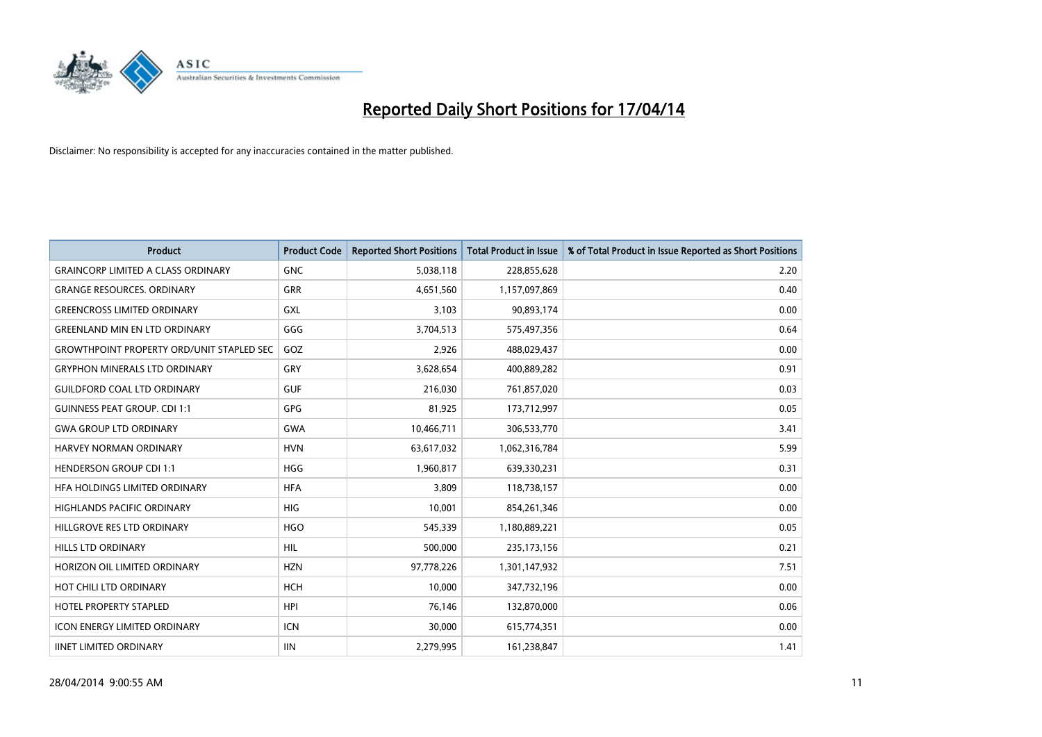# Reported Daily Short Positions for 17/04/14

Disclaimer: No responsibility is accepted for any inaccuracies contained in the matter published.

| Product | Product Code | Reported Short Positions | Total Product in Issue | % of Total Product in Issue Reported as Short Positions |
|---|---|---|---|---|
| GRAINCORP LIMITED A CLASS ORDINARY | GNC | 5,038,118 | 228,855,628 | 2.20 |
| GRANGE RESOURCES. ORDINARY | GRR | 4,651,560 | 1,157,097,869 | 0.40 |
| GREENCROSS LIMITED ORDINARY | GXL | 3,103 | 90,893,174 | 0.00 |
| GREENLAND MIN EN LTD ORDINARY | GGG | 3,704,513 | 575,497,356 | 0.64 |
| GROWTHPOINT PROPERTY ORD/UNIT STAPLED SEC | GOZ | 2,926 | 488,029,437 | 0.00 |
| GRYPHON MINERALS LTD ORDINARY | GRY | 3,628,654 | 400,889,282 | 0.91 |
| GUILDFORD COAL LTD ORDINARY | GUF | 216,030 | 761,857,020 | 0.03 |
| GUINNESS PEAT GROUP. CDI 1:1 | GPG | 81,925 | 173,712,997 | 0.05 |
| GWA GROUP LTD ORDINARY | GWA | 10,466,711 | 306,533,770 | 3.41 |
| HARVEY NORMAN ORDINARY | HVN | 63,617,032 | 1,062,316,784 | 5.99 |
| HENDERSON GROUP CDI 1:1 | HGG | 1,960,817 | 639,330,231 | 0.31 |
| HFA HOLDINGS LIMITED ORDINARY | HFA | 3,809 | 118,738,157 | 0.00 |
| HIGHLANDS PACIFIC ORDINARY | HIG | 10,001 | 854,261,346 | 0.00 |
| HILLGROVE RES LTD ORDINARY | HGO | 545,339 | 1,180,889,221 | 0.05 |
| HILLS LTD ORDINARY | HIL | 500,000 | 235,173,156 | 0.21 |
| HORIZON OIL LIMITED ORDINARY | HZN | 97,778,226 | 1,301,147,932 | 7.51 |
| HOT CHILI LTD ORDINARY | HCH | 10,000 | 347,732,196 | 0.00 |
| HOTEL PROPERTY STAPLED | HPI | 76,146 | 132,870,000 | 0.06 |
| ICON ENERGY LIMITED ORDINARY | ICN | 30,000 | 615,774,351 | 0.00 |
| IINET LIMITED ORDINARY | IIN | 2,279,995 | 161,238,847 | 1.41 |

28/04/2014 9:00:55 AM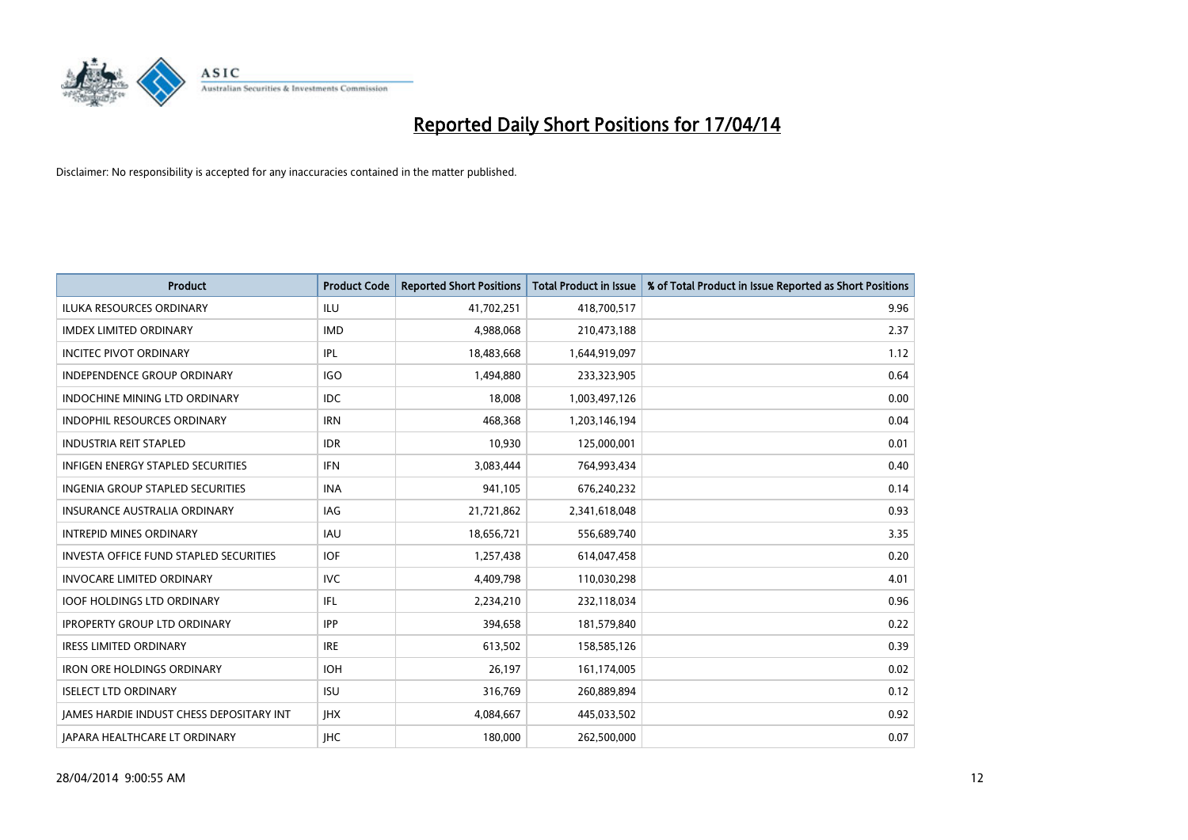# Reported Daily Short Positions for 17/04/14

Disclaimer: No responsibility is accepted for any inaccuracies contained in the matter published.

| Product | Product Code | Reported Short Positions | Total Product in Issue | % of Total Product in Issue Reported as Short Positions |
|---|---|---|---|---|
| ILUKA RESOURCES ORDINARY | ILU | 41,702,251 | 418,700,517 | 9.96 |
| IMDEX LIMITED ORDINARY | IMD | 4,988,068 | 210,473,188 | 2.37 |
| INCITEC PIVOT ORDINARY | IPL | 18,483,668 | 1,644,919,097 | 1.12 |
| INDEPENDENCE GROUP ORDINARY | IGO | 1,494,880 | 233,323,905 | 0.64 |
| INDOCHINE MINING LTD ORDINARY | IDC | 18,008 | 1,003,497,126 | 0.00 |
| INDOPHIL RESOURCES ORDINARY | IRN | 468,368 | 1,203,146,194 | 0.04 |
| INDUSTRIA REIT STAPLED | IDR | 10,930 | 125,000,001 | 0.01 |
| INFIGEN ENERGY STAPLED SECURITIES | IFN | 3,083,444 | 764,993,434 | 0.40 |
| INGENIA GROUP STAPLED SECURITIES | INA | 941,105 | 676,240,232 | 0.14 |
| INSURANCE AUSTRALIA ORDINARY | IAG | 21,721,862 | 2,341,618,048 | 0.93 |
| INTREPID MINES ORDINARY | IAU | 18,656,721 | 556,689,740 | 3.35 |
| INVESTA OFFICE FUND STAPLED SECURITIES | IOF | 1,257,438 | 614,047,458 | 0.20 |
| INVOCARE LIMITED ORDINARY | IVC | 4,409,798 | 110,030,298 | 4.01 |
| IOOF HOLDINGS LTD ORDINARY | IFL | 2,234,210 | 232,118,034 | 0.96 |
| IPROPERTY GROUP LTD ORDINARY | IPP | 394,658 | 181,579,840 | 0.22 |
| IRESS LIMITED ORDINARY | IRE | 613,502 | 158,585,126 | 0.39 |
| IRON ORE HOLDINGS ORDINARY | IOH | 26,197 | 161,174,005 | 0.02 |
| ISELECT LTD ORDINARY | ISU | 316,769 | 260,889,894 | 0.12 |
| JAMES HARDIE INDUST CHESS DEPOSITARY INT | JHX | 4,084,667 | 445,033,502 | 0.92 |
| JAPARA HEALTHCARE LT ORDINARY | JHC | 180,000 | 262,500,000 | 0.07 |

28/04/2014 9:00:55 AM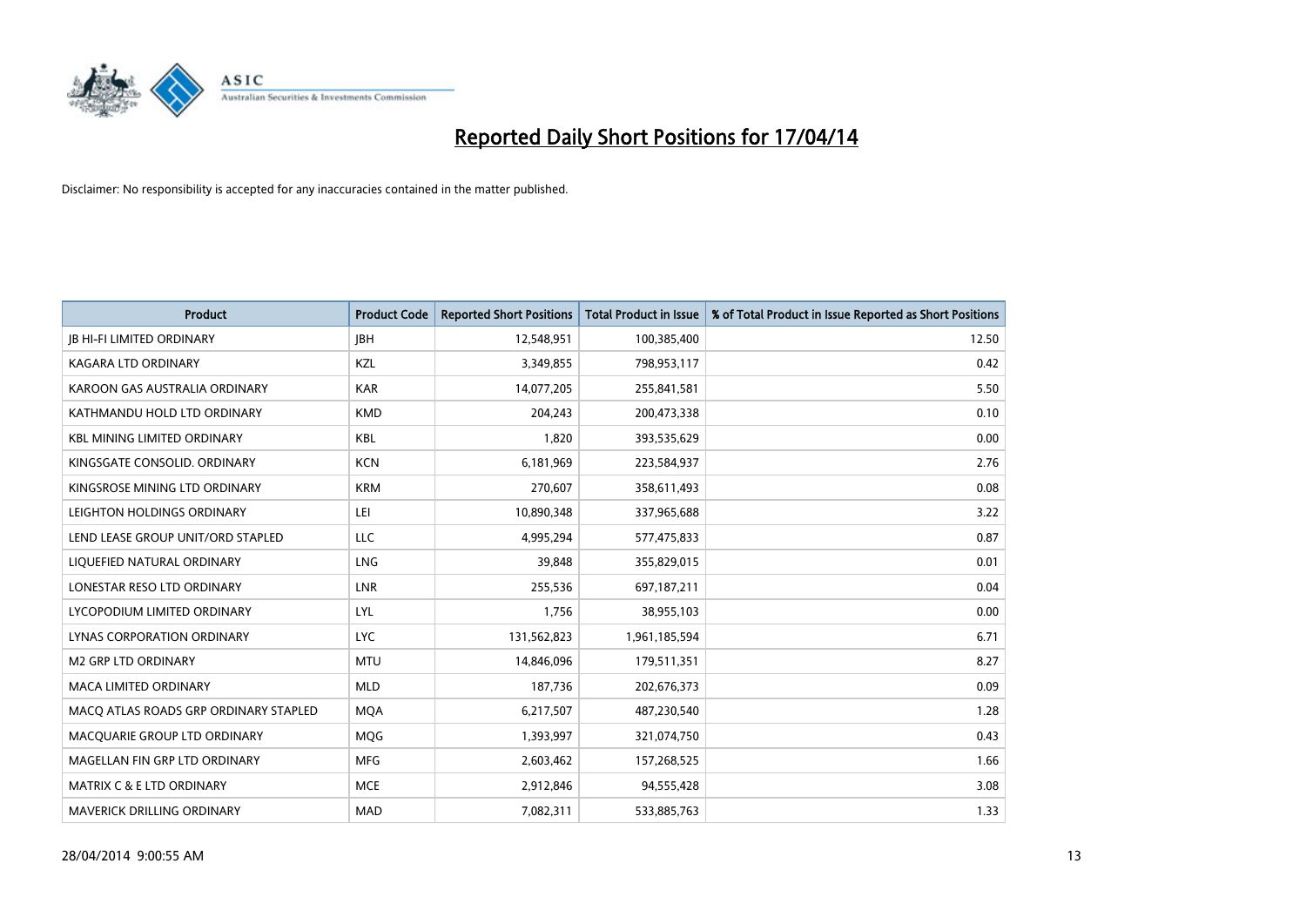# Reported Daily Short Positions for 17/04/14

Disclaimer: No responsibility is accepted for any inaccuracies contained in the matter published.

| Product | Product Code | Reported Short Positions | Total Product in Issue | % of Total Product in Issue Reported as Short Positions |
|---|---|---|---|---|
| JB HI-FI LIMITED ORDINARY | JBH | 12,548,951 | 100,385,400 | 12.50 |
| KAGARA LTD ORDINARY | KZL | 3,349,855 | 798,953,117 | 0.42 |
| KAROON GAS AUSTRALIA ORDINARY | KAR | 14,077,205 | 255,841,581 | 5.50 |
| KATHMANDU HOLD LTD ORDINARY | KMD | 204,243 | 200,473,338 | 0.10 |
| KBL MINING LIMITED ORDINARY | KBL | 1,820 | 393,535,629 | 0.00 |
| KINGSGATE CONSOLID. ORDINARY | KCN | 6,181,969 | 223,584,937 | 2.76 |
| KINGSROSE MINING LTD ORDINARY | KRM | 270,607 | 358,611,493 | 0.08 |
| LEIGHTON HOLDINGS ORDINARY | LEI | 10,890,348 | 337,965,688 | 3.22 |
| LEND LEASE GROUP UNIT/ORD STAPLED | LLC | 4,995,294 | 577,475,833 | 0.87 |
| LIQUEFIED NATURAL ORDINARY | LNG | 39,848 | 355,829,015 | 0.01 |
| LONESTAR RESO LTD ORDINARY | LNR | 255,536 | 697,187,211 | 0.04 |
| LYCOPODIUM LIMITED ORDINARY | LYL | 1,756 | 38,955,103 | 0.00 |
| LYNAS CORPORATION ORDINARY | LYC | 131,562,823 | 1,961,185,594 | 6.71 |
| M2 GRP LTD ORDINARY | MTU | 14,846,096 | 179,511,351 | 8.27 |
| MACA LIMITED ORDINARY | MLD | 187,736 | 202,676,373 | 0.09 |
| MACQ ATLAS ROADS GRP ORDINARY STAPLED | MQA | 6,217,507 | 487,230,540 | 1.28 |
| MACQUARIE GROUP LTD ORDINARY | MQG | 1,393,997 | 321,074,750 | 0.43 |
| MAGELLAN FIN GRP LTD ORDINARY | MFG | 2,603,462 | 157,268,525 | 1.66 |
| MATRIX C & E LTD ORDINARY | MCE | 2,912,846 | 94,555,428 | 3.08 |
| MAVERICK DRILLING ORDINARY | MAD | 7,082,311 | 533,885,763 | 1.33 |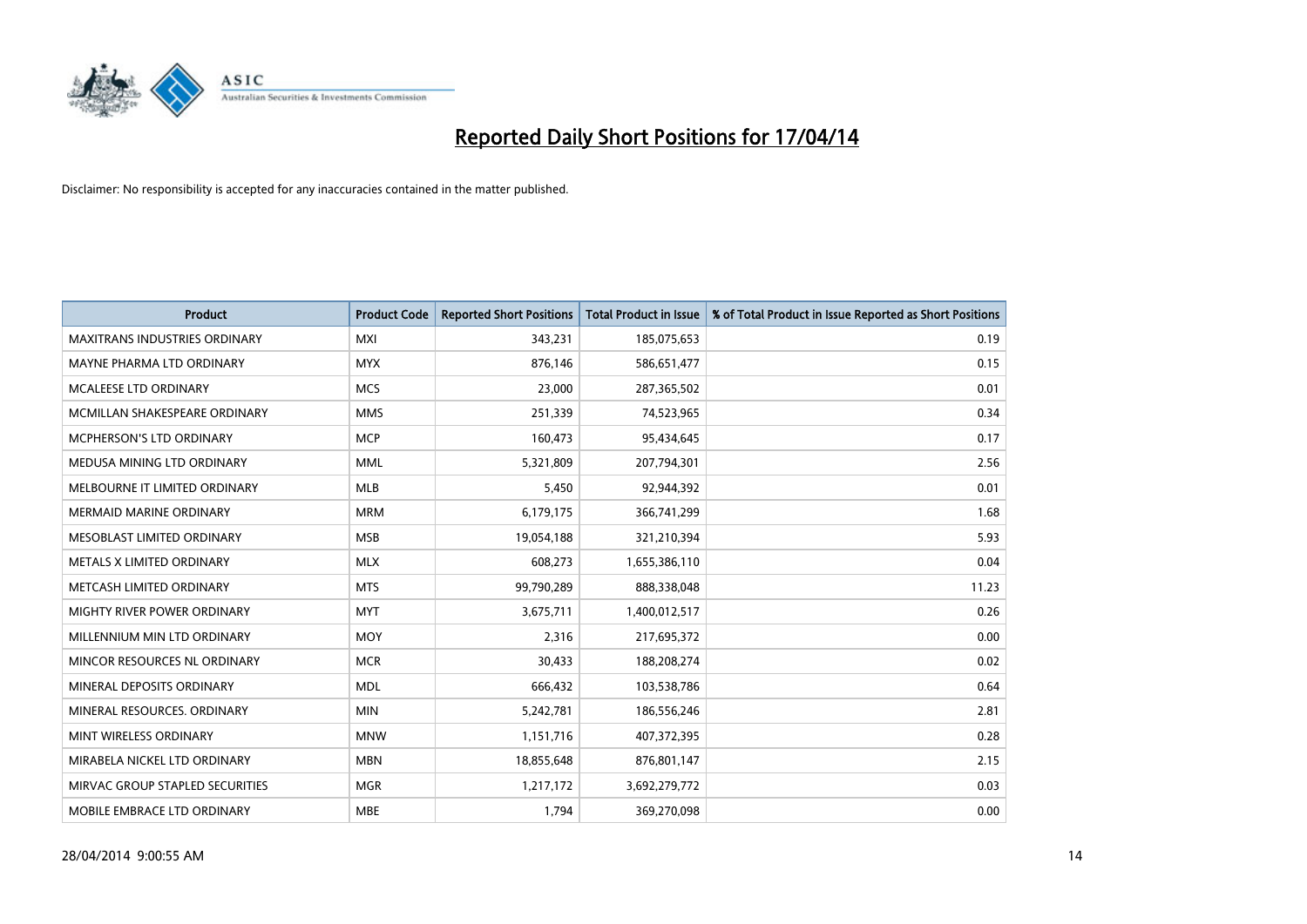# Reported Daily Short Positions for 17/04/14

Disclaimer: No responsibility is accepted for any inaccuracies contained in the matter published.

| Product | Product Code | Reported Short Positions | Total Product in Issue | % of Total Product in Issue Reported as Short Positions |
|---|---|---|---|---|
| MAXITRANS INDUSTRIES ORDINARY | MXI | 343,231 | 185,075,653 | 0.19 |
| MAYNE PHARMA LTD ORDINARY | MYX | 876,146 | 586,651,477 | 0.15 |
| MCALEESE LTD ORDINARY | MCS | 23,000 | 287,365,502 | 0.01 |
| MCMILLAN SHAKESPEARE ORDINARY | MMS | 251,339 | 74,523,965 | 0.34 |
| MCPHERSON'S LTD ORDINARY | MCP | 160,473 | 95,434,645 | 0.17 |
| MEDUSA MINING LTD ORDINARY | MML | 5,321,809 | 207,794,301 | 2.56 |
| MELBOURNE IT LIMITED ORDINARY | MLB | 5,450 | 92,944,392 | 0.01 |
| MERMAID MARINE ORDINARY | MRM | 6,179,175 | 366,741,299 | 1.68 |
| MESOBLAST LIMITED ORDINARY | MSB | 19,054,188 | 321,210,394 | 5.93 |
| METALS X LIMITED ORDINARY | MLX | 608,273 | 1,655,386,110 | 0.04 |
| METCASH LIMITED ORDINARY | MTS | 99,790,289 | 888,338,048 | 11.23 |
| MIGHTY RIVER POWER ORDINARY | MYT | 3,675,711 | 1,400,012,517 | 0.26 |
| MILLENNIUM MIN LTD ORDINARY | MOY | 2,316 | 217,695,372 | 0.00 |
| MINCOR RESOURCES NL ORDINARY | MCR | 30,433 | 188,208,274 | 0.02 |
| MINERAL DEPOSITS ORDINARY | MDL | 666,432 | 103,538,786 | 0.64 |
| MINERAL RESOURCES. ORDINARY | MIN | 5,242,781 | 186,556,246 | 2.81 |
| MINT WIRELESS ORDINARY | MNW | 1,151,716 | 407,372,395 | 0.28 |
| MIRABELA NICKEL LTD ORDINARY | MBN | 18,855,648 | 876,801,147 | 2.15 |
| MIRVAC GROUP STAPLED SECURITIES | MGR | 1,217,172 | 3,692,279,772 | 0.03 |
| MOBILE EMBRACE LTD ORDINARY | MBE | 1,794 | 369,270,098 | 0.00 |

28/04/2014 9:00:55 AM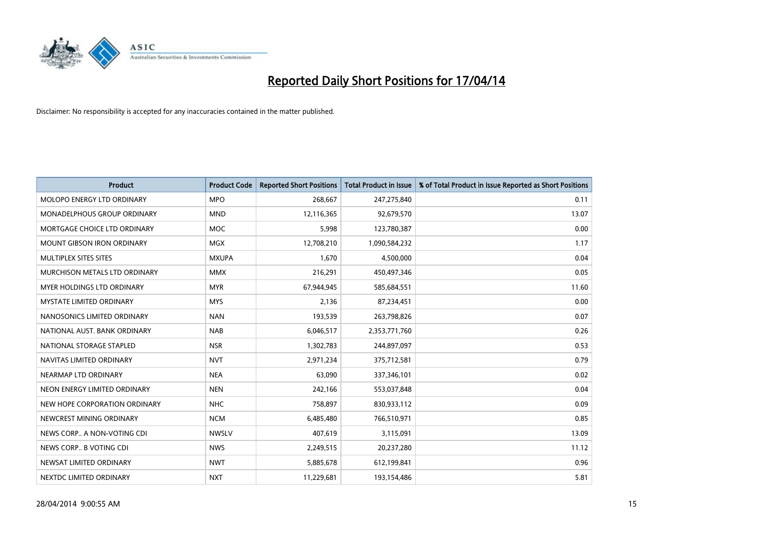# Reported Daily Short Positions for 17/04/14

Disclaimer: No responsibility is accepted for any inaccuracies contained in the matter published.

| Product | Product Code | Reported Short Positions | Total Product in Issue | % of Total Product in Issue Reported as Short Positions |
|---|---|---|---|---|
| MOLOPO ENERGY LTD ORDINARY | MPO | 268,667 | 247,275,840 | 0.11 |
| MONADELPHOUS GROUP ORDINARY | MND | 12,116,365 | 92,679,570 | 13.07 |
| MORTGAGE CHOICE LTD ORDINARY | MOC | 5,998 | 123,780,387 | 0.00 |
| MOUNT GIBSON IRON ORDINARY | MGX | 12,708,210 | 1,090,584,232 | 1.17 |
| MULTIPLEX SITES SITES | MXUPA | 1,670 | 4,500,000 | 0.04 |
| MURCHISON METALS LTD ORDINARY | MMX | 216,291 | 450,497,346 | 0.05 |
| MYER HOLDINGS LTD ORDINARY | MYR | 67,944,945 | 585,684,551 | 11.60 |
| MYSTATE LIMITED ORDINARY | MYS | 2,136 | 87,234,451 | 0.00 |
| NANOSONICS LIMITED ORDINARY | NAN | 193,539 | 263,798,826 | 0.07 |
| NATIONAL AUST. BANK ORDINARY | NAB | 6,046,517 | 2,353,771,760 | 0.26 |
| NATIONAL STORAGE STAPLED | NSR | 1,302,783 | 244,897,097 | 0.53 |
| NAVITAS LIMITED ORDINARY | NVT | 2,971,234 | 375,712,581 | 0.79 |
| NEARMAP LTD ORDINARY | NEA | 63,090 | 337,346,101 | 0.02 |
| NEON ENERGY LIMITED ORDINARY | NEN | 242,166 | 553,037,848 | 0.04 |
| NEW HOPE CORPORATION ORDINARY | NHC | 758,897 | 830,933,112 | 0.09 |
| NEWCREST MINING ORDINARY | NCM | 6,485,480 | 766,510,971 | 0.85 |
| NEWS CORP.. A NON-VOTING CDI | NWSLV | 407,619 | 3,115,091 | 13.09 |
| NEWS CORP.. B VOTING CDI | NWS | 2,249,515 | 20,237,280 | 11.12 |
| NEWSAT LIMITED ORDINARY | NWT | 5,885,678 | 612,199,841 | 0.96 |
| NEXTDC LIMITED ORDINARY | NXT | 11,229,681 | 193,154,486 | 5.81 |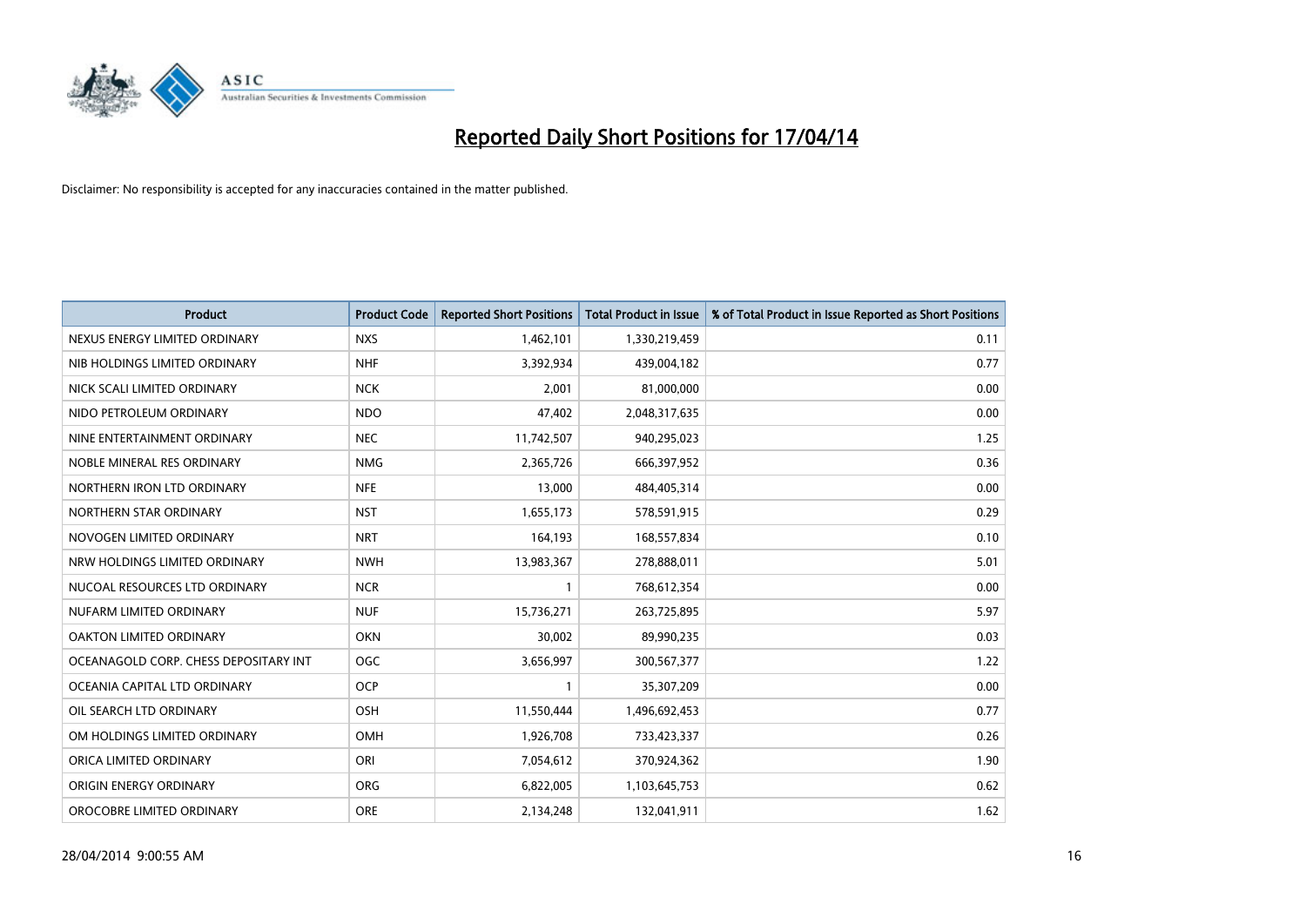# Reported Daily Short Positions for 17/04/14

Disclaimer: No responsibility is accepted for any inaccuracies contained in the matter published.

| Product | Product Code | Reported Short Positions | Total Product in Issue | % of Total Product in Issue Reported as Short Positions |
| --- | --- | --- | --- | --- |
| NEXUS ENERGY LIMITED ORDINARY | NXS | 1,462,101 | 1,330,219,459 | 0.11 |
| NIB HOLDINGS LIMITED ORDINARY | NHF | 3,392,934 | 439,004,182 | 0.77 |
| NICK SCALI LIMITED ORDINARY | NCK | 2,001 | 81,000,000 | 0.00 |
| NIDO PETROLEUM ORDINARY | NDO | 47,402 | 2,048,317,635 | 0.00 |
| NINE ENTERTAINMENT ORDINARY | NEC | 11,742,507 | 940,295,023 | 1.25 |
| NOBLE MINERAL RES ORDINARY | NMG | 2,365,726 | 666,397,952 | 0.36 |
| NORTHERN IRON LTD ORDINARY | NFE | 13,000 | 484,405,314 | 0.00 |
| NORTHERN STAR ORDINARY | NST | 1,655,173 | 578,591,915 | 0.29 |
| NOVOGEN LIMITED ORDINARY | NRT | 164,193 | 168,557,834 | 0.10 |
| NRW HOLDINGS LIMITED ORDINARY | NWH | 13,983,367 | 278,888,011 | 5.01 |
| NUCOAL RESOURCES LTD ORDINARY | NCR | 1 | 768,612,354 | 0.00 |
| NUFARM LIMITED ORDINARY | NUF | 15,736,271 | 263,725,895 | 5.97 |
| OAKTON LIMITED ORDINARY | OKN | 30,002 | 89,990,235 | 0.03 |
| OCEANAGOLD CORP. CHESS DEPOSITARY INT | OGC | 3,656,997 | 300,567,377 | 1.22 |
| OCEANIA CAPITAL LTD ORDINARY | OCP | 1 | 35,307,209 | 0.00 |
| OIL SEARCH LTD ORDINARY | OSH | 11,550,444 | 1,496,692,453 | 0.77 |
| OM HOLDINGS LIMITED ORDINARY | OMH | 1,926,708 | 733,423,337 | 0.26 |
| ORICA LIMITED ORDINARY | ORI | 7,054,612 | 370,924,362 | 1.90 |
| ORIGIN ENERGY ORDINARY | ORG | 6,822,005 | 1,103,645,753 | 0.62 |
| OROCOBRE LIMITED ORDINARY | ORE | 2,134,248 | 132,041,911 | 1.62 |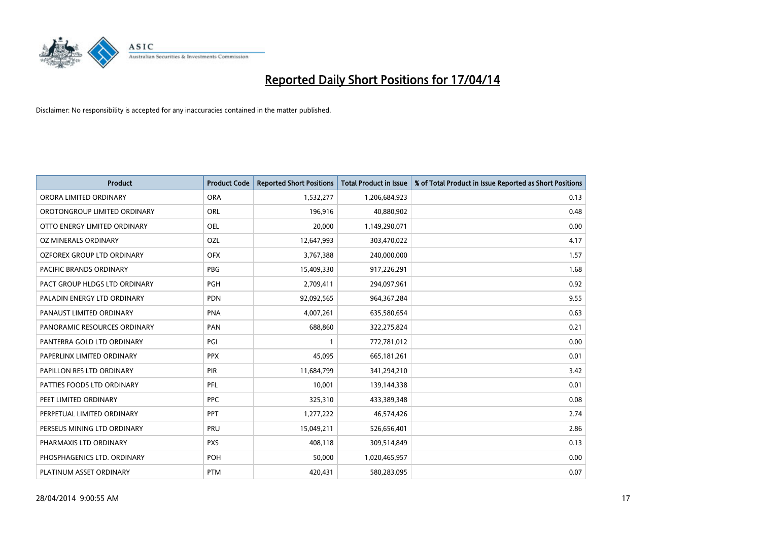# Reported Daily Short Positions for 17/04/14

Disclaimer: No responsibility is accepted for any inaccuracies contained in the matter published.

| Product | Product Code | Reported Short Positions | Total Product in Issue | % of Total Product in Issue Reported as Short Positions |
|---|---|---|---|---|
| ORORA LIMITED ORDINARY | ORA | 1,532,277 | 1,206,684,923 | 0.13 |
| OROTONGROUP LIMITED ORDINARY | ORL | 196,916 | 40,880,902 | 0.48 |
| OTTO ENERGY LIMITED ORDINARY | OEL | 20,000 | 1,149,290,071 | 0.00 |
| OZ MINERALS ORDINARY | OZL | 12,647,993 | 303,470,022 | 4.17 |
| OZFOREX GROUP LTD ORDINARY | OFX | 3,767,388 | 240,000,000 | 1.57 |
| PACIFIC BRANDS ORDINARY | PBG | 15,409,330 | 917,226,291 | 1.68 |
| PACT GROUP HLDGS LTD ORDINARY | PGH | 2,709,411 | 294,097,961 | 0.92 |
| PALADIN ENERGY LTD ORDINARY | PDN | 92,092,565 | 964,367,284 | 9.55 |
| PANAUST LIMITED ORDINARY | PNA | 4,007,261 | 635,580,654 | 0.63 |
| PANORAMIC RESOURCES ORDINARY | PAN | 688,860 | 322,275,824 | 0.21 |
| PANTERRA GOLD LTD ORDINARY | PGI | 1 | 772,781,012 | 0.00 |
| PAPERLINX LIMITED ORDINARY | PPX | 45,095 | 665,181,261 | 0.01 |
| PAPILLON RES LTD ORDINARY | PIR | 11,684,799 | 341,294,210 | 3.42 |
| PATTIES FOODS LTD ORDINARY | PFL | 10,001 | 139,144,338 | 0.01 |
| PEET LIMITED ORDINARY | PPC | 325,310 | 433,389,348 | 0.08 |
| PERPETUAL LIMITED ORDINARY | PPT | 1,277,222 | 46,574,426 | 2.74 |
| PERSEUS MINING LTD ORDINARY | PRU | 15,049,211 | 526,656,401 | 2.86 |
| PHARMAXIS LTD ORDINARY | PXS | 408,118 | 309,514,849 | 0.13 |
| PHOSPHAGENICS LTD. ORDINARY | POH | 50,000 | 1,020,465,957 | 0.00 |
| PLATINUM ASSET ORDINARY | PTM | 420,431 | 580,283,095 | 0.07 |

28/04/2014 9:00:55 AM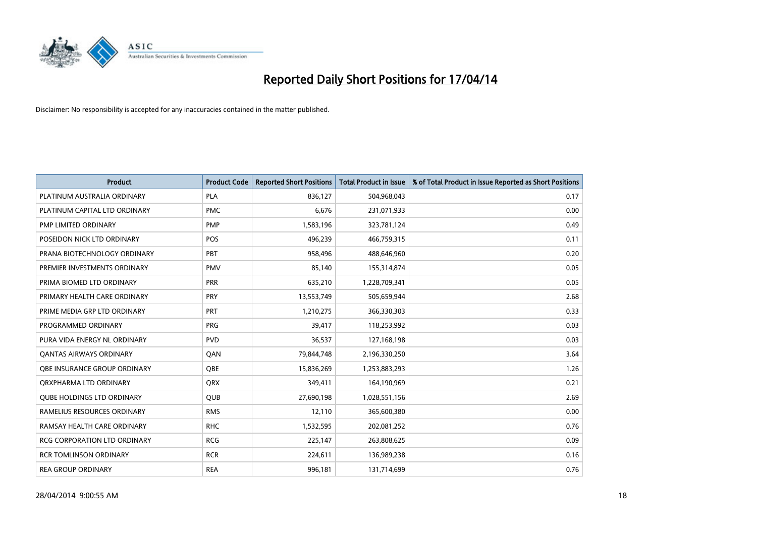# Reported Daily Short Positions for 17/04/14

Disclaimer: No responsibility is accepted for any inaccuracies contained in the matter published.

| Product | Product Code | Reported Short Positions | Total Product in Issue | % of Total Product in Issue Reported as Short Positions |
|---|---|---|---|---|
| PLATINUM AUSTRALIA ORDINARY | PLA | 836,127 | 504,968,043 | 0.17 |
| PLATINUM CAPITAL LTD ORDINARY | PMC | 6,676 | 231,071,933 | 0.00 |
| PMP LIMITED ORDINARY | PMP | 1,583,196 | 323,781,124 | 0.49 |
| POSEIDON NICK LTD ORDINARY | POS | 496,239 | 466,759,315 | 0.11 |
| PRANA BIOTECHNOLOGY ORDINARY | PBT | 958,496 | 488,646,960 | 0.20 |
| PREMIER INVESTMENTS ORDINARY | PMV | 85,140 | 155,314,874 | 0.05 |
| PRIMA BIOMED LTD ORDINARY | PRR | 635,210 | 1,228,709,341 | 0.05 |
| PRIMARY HEALTH CARE ORDINARY | PRY | 13,553,749 | 505,659,944 | 2.68 |
| PRIME MEDIA GRP LTD ORDINARY | PRT | 1,210,275 | 366,330,303 | 0.33 |
| PROGRAMMED ORDINARY | PRG | 39,417 | 118,253,992 | 0.03 |
| PURA VIDA ENERGY NL ORDINARY | PVD | 36,537 | 127,168,198 | 0.03 |
| QANTAS AIRWAYS ORDINARY | QAN | 79,844,748 | 2,196,330,250 | 3.64 |
| QBE INSURANCE GROUP ORDINARY | QBE | 15,836,269 | 1,253,883,293 | 1.26 |
| QRXPHARMA LTD ORDINARY | QRX | 349,411 | 164,190,969 | 0.21 |
| QUBE HOLDINGS LTD ORDINARY | QUB | 27,690,198 | 1,028,551,156 | 2.69 |
| RAMELIUS RESOURCES ORDINARY | RMS | 12,110 | 365,600,380 | 0.00 |
| RAMSAY HEALTH CARE ORDINARY | RHC | 1,532,595 | 202,081,252 | 0.76 |
| RCG CORPORATION LTD ORDINARY | RCG | 225,147 | 263,808,625 | 0.09 |
| RCR TOMLINSON ORDINARY | RCR | 224,611 | 136,989,238 | 0.16 |
| REA GROUP ORDINARY | REA | 996,181 | 131,714,699 | 0.76 |

28/04/2014 9:00:55 AM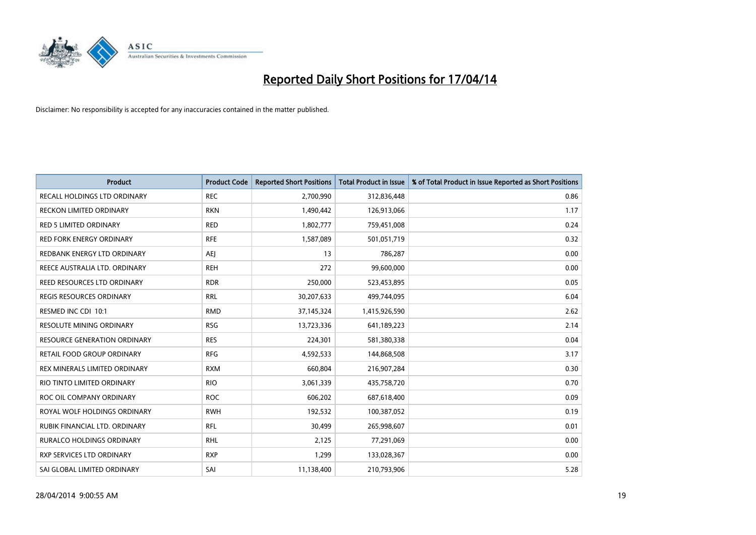# Reported Daily Short Positions for 17/04/14

Disclaimer: No responsibility is accepted for any inaccuracies contained in the matter published.

| Product | Product Code | Reported Short Positions | Total Product in Issue | % of Total Product in Issue Reported as Short Positions |
|---|---|---|---|---|
| RECALL HOLDINGS LTD ORDINARY | REC | 2,700,990 | 312,836,448 | 0.86 |
| RECKON LIMITED ORDINARY | RKN | 1,490,442 | 126,913,066 | 1.17 |
| RED 5 LIMITED ORDINARY | RED | 1,802,777 | 759,451,008 | 0.24 |
| RED FORK ENERGY ORDINARY | RFE | 1,587,089 | 501,051,719 | 0.32 |
| REDBANK ENERGY LTD ORDINARY | AEJ | 13 | 786,287 | 0.00 |
| REECE AUSTRALIA LTD. ORDINARY | REH | 272 | 99,600,000 | 0.00 |
| REED RESOURCES LTD ORDINARY | RDR | 250,000 | 523,453,895 | 0.05 |
| REGIS RESOURCES ORDINARY | RRL | 30,207,633 | 499,744,095 | 6.04 |
| RESMED INC CDI 10:1 | RMD | 37,145,324 | 1,415,926,590 | 2.62 |
| RESOLUTE MINING ORDINARY | RSG | 13,723,336 | 641,189,223 | 2.14 |
| RESOURCE GENERATION ORDINARY | RES | 224,301 | 581,380,338 | 0.04 |
| RETAIL FOOD GROUP ORDINARY | RFG | 4,592,533 | 144,868,508 | 3.17 |
| REX MINERALS LIMITED ORDINARY | RXM | 660,804 | 216,907,284 | 0.30 |
| RIO TINTO LIMITED ORDINARY | RIO | 3,061,339 | 435,758,720 | 0.70 |
| ROC OIL COMPANY ORDINARY | ROC | 606,202 | 687,618,400 | 0.09 |
| ROYAL WOLF HOLDINGS ORDINARY | RWH | 192,532 | 100,387,052 | 0.19 |
| RUBIK FINANCIAL LTD. ORDINARY | RFL | 30,499 | 265,998,607 | 0.01 |
| RURALCO HOLDINGS ORDINARY | RHL | 2,125 | 77,291,069 | 0.00 |
| RXP SERVICES LTD ORDINARY | RXP | 1,299 | 133,028,367 | 0.00 |
| SAI GLOBAL LIMITED ORDINARY | SAI | 11,138,400 | 210,793,906 | 5.28 |

28/04/2014 9:00:55 AM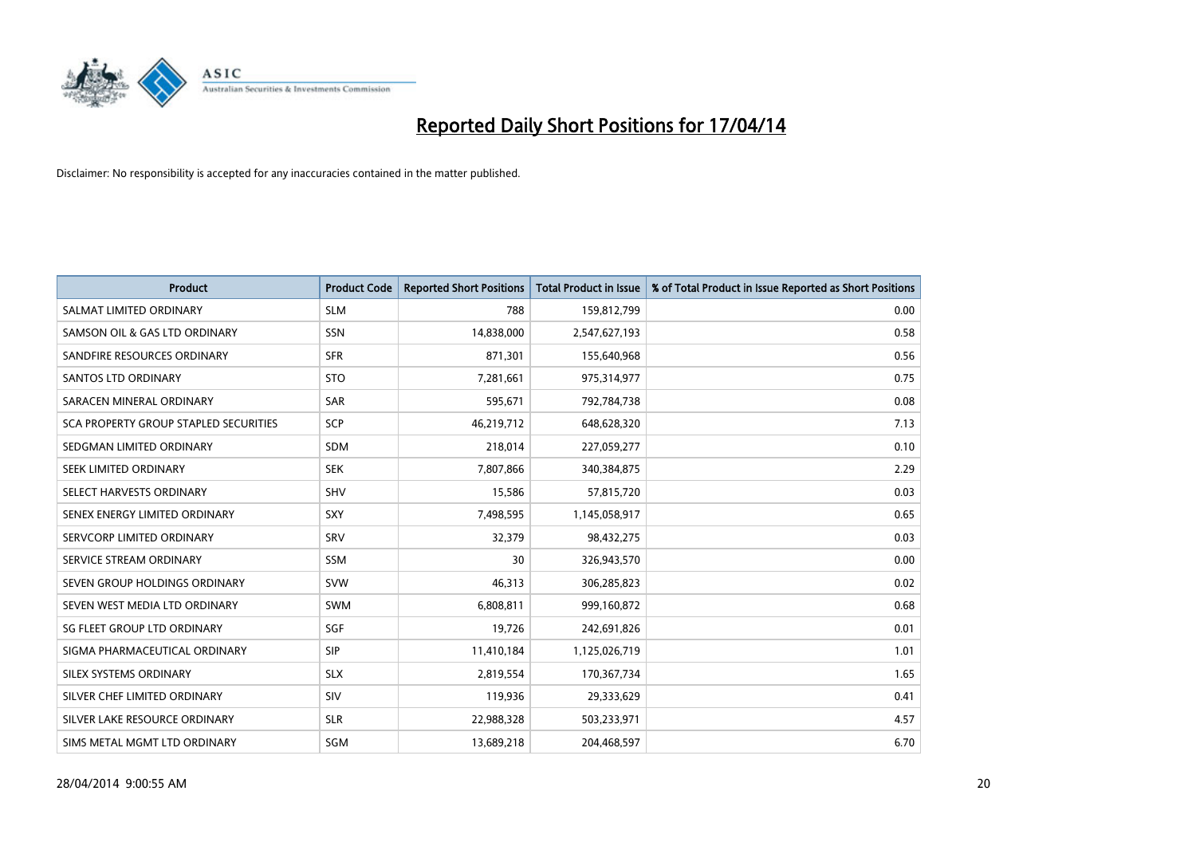# Reported Daily Short Positions for 17/04/14

Disclaimer: No responsibility is accepted for any inaccuracies contained in the matter published.

| Product | Product Code | Reported Short Positions | Total Product in Issue | % of Total Product in Issue Reported as Short Positions |
|---|---|---|---|---|
| SALMAT LIMITED ORDINARY | SLM | 788 | 159,812,799 | 0.00 |
| SAMSON OIL & GAS LTD ORDINARY | SSN | 14,838,000 | 2,547,627,193 | 0.58 |
| SANDFIRE RESOURCES ORDINARY | SFR | 871,301 | 155,640,968 | 0.56 |
| SANTOS LTD ORDINARY | STO | 7,281,661 | 975,314,977 | 0.75 |
| SARACEN MINERAL ORDINARY | SAR | 595,671 | 792,784,738 | 0.08 |
| SCA PROPERTY GROUP STAPLED SECURITIES | SCP | 46,219,712 | 648,628,320 | 7.13 |
| SEDGMAN LIMITED ORDINARY | SDM | 218,014 | 227,059,277 | 0.10 |
| SEEK LIMITED ORDINARY | SEK | 7,807,866 | 340,384,875 | 2.29 |
| SELECT HARVESTS ORDINARY | SHV | 15,586 | 57,815,720 | 0.03 |
| SENEX ENERGY LIMITED ORDINARY | SXY | 7,498,595 | 1,145,058,917 | 0.65 |
| SERVCORP LIMITED ORDINARY | SRV | 32,379 | 98,432,275 | 0.03 |
| SERVICE STREAM ORDINARY | SSM | 30 | 326,943,570 | 0.00 |
| SEVEN GROUP HOLDINGS ORDINARY | SVW | 46,313 | 306,285,823 | 0.02 |
| SEVEN WEST MEDIA LTD ORDINARY | SWM | 6,808,811 | 999,160,872 | 0.68 |
| SG FLEET GROUP LTD ORDINARY | SGF | 19,726 | 242,691,826 | 0.01 |
| SIGMA PHARMACEUTICAL ORDINARY | SIP | 11,410,184 | 1,125,026,719 | 1.01 |
| SILEX SYSTEMS ORDINARY | SLX | 2,819,554 | 170,367,734 | 1.65 |
| SILVER CHEF LIMITED ORDINARY | SIV | 119,936 | 29,333,629 | 0.41 |
| SILVER LAKE RESOURCE ORDINARY | SLR | 22,988,328 | 503,233,971 | 4.57 |
| SIMS METAL MGMT LTD ORDINARY | SGM | 13,689,218 | 204,468,597 | 6.70 |

28/04/2014 9:00:55 AM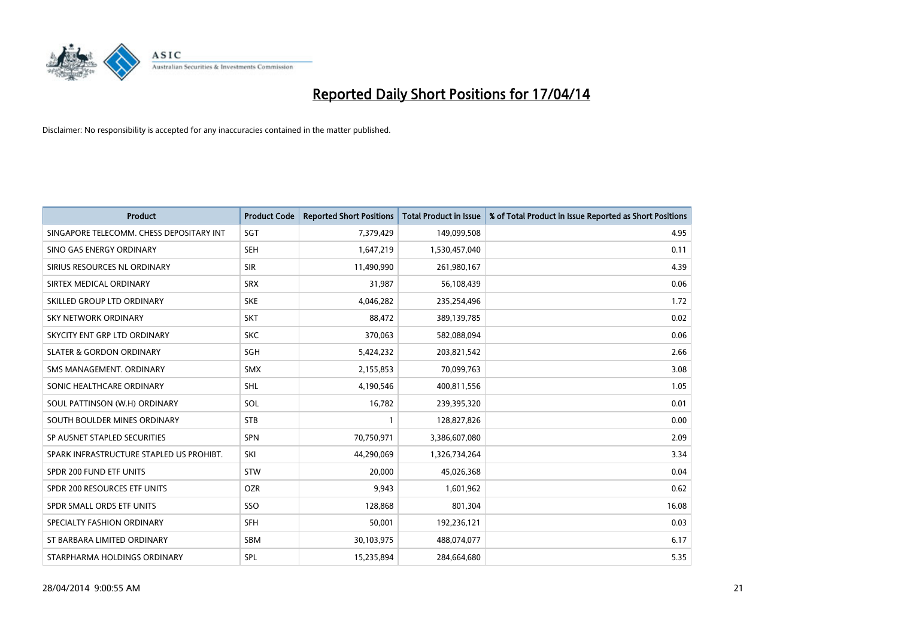# Reported Daily Short Positions for 17/04/14

Disclaimer: No responsibility is accepted for any inaccuracies contained in the matter published.

| Product | Product Code | Reported Short Positions | Total Product in Issue | % of Total Product in Issue Reported as Short Positions |
|---|---|---|---|---|
| SINGAPORE TELECOMM. CHESS DEPOSITARY INT | SGT | 7,379,429 | 149,099,508 | 4.95 |
| SINO GAS ENERGY ORDINARY | SEH | 1,647,219 | 1,530,457,040 | 0.11 |
| SIRIUS RESOURCES NL ORDINARY | SIR | 11,490,990 | 261,980,167 | 4.39 |
| SIRTEX MEDICAL ORDINARY | SRX | 31,987 | 56,108,439 | 0.06 |
| SKILLED GROUP LTD ORDINARY | SKE | 4,046,282 | 235,254,496 | 1.72 |
| SKY NETWORK ORDINARY | SKT | 88,472 | 389,139,785 | 0.02 |
| SKYCITY ENT GRP LTD ORDINARY | SKC | 370,063 | 582,088,094 | 0.06 |
| SLATER & GORDON ORDINARY | SGH | 5,424,232 | 203,821,542 | 2.66 |
| SMS MANAGEMENT. ORDINARY | SMX | 2,155,853 | 70,099,763 | 3.08 |
| SONIC HEALTHCARE ORDINARY | SHL | 4,190,546 | 400,811,556 | 1.05 |
| SOUL PATTINSON (W.H) ORDINARY | SOL | 16,782 | 239,395,320 | 0.01 |
| SOUTH BOULDER MINES ORDINARY | STB | 1 | 128,827,826 | 0.00 |
| SP AUSNET STAPLED SECURITIES | SPN | 70,750,971 | 3,386,607,080 | 2.09 |
| SPARK INFRASTRUCTURE STAPLED US PROHIBT. | SKI | 44,290,069 | 1,326,734,264 | 3.34 |
| SPDR 200 FUND ETF UNITS | STW | 20,000 | 45,026,368 | 0.04 |
| SPDR 200 RESOURCES ETF UNITS | OZR | 9,943 | 1,601,962 | 0.62 |
| SPDR SMALL ORDS ETF UNITS | SSO | 128,868 | 801,304 | 16.08 |
| SPECIALTY FASHION ORDINARY | SFH | 50,001 | 192,236,121 | 0.03 |
| ST BARBARA LIMITED ORDINARY | SBM | 30,103,975 | 488,074,077 | 6.17 |
| STARPHARMA HOLDINGS ORDINARY | SPL | 15,235,894 | 284,664,680 | 5.35 |

28/04/2014 9:00:55 AM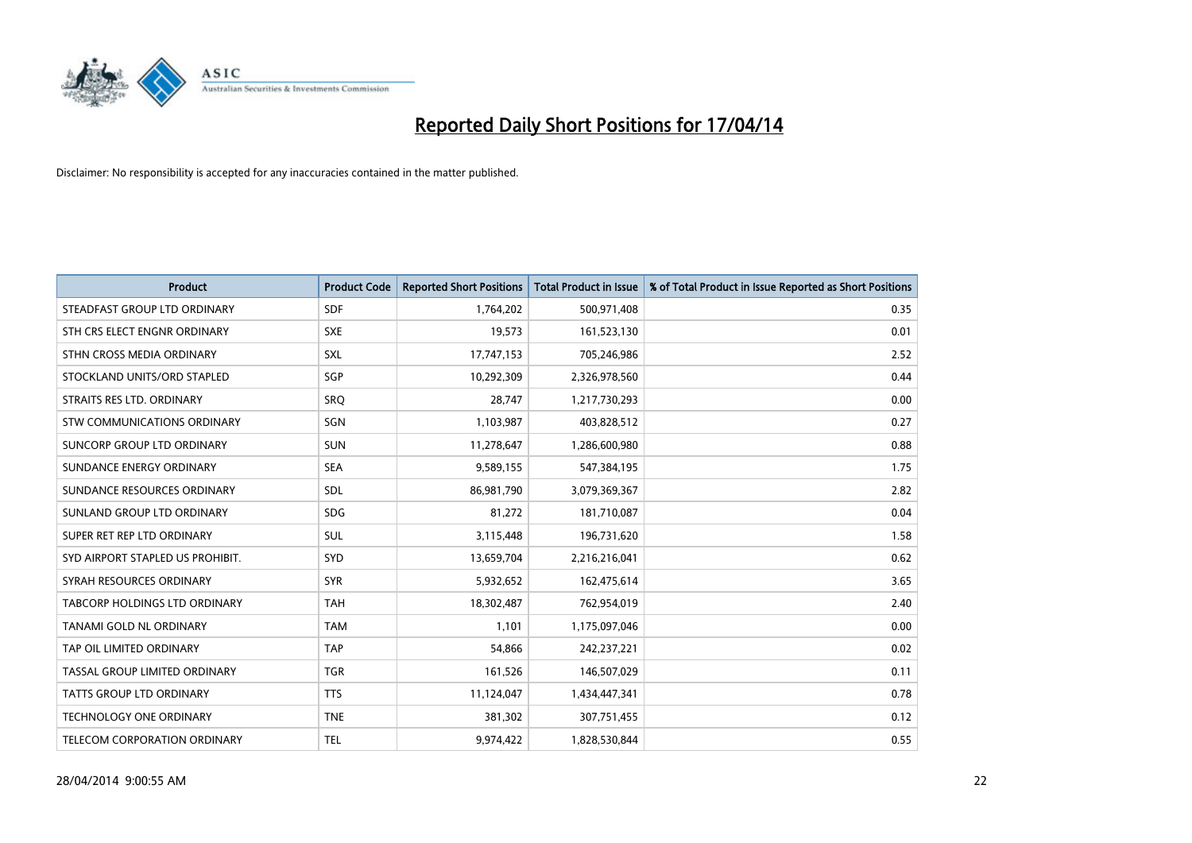# Reported Daily Short Positions for 17/04/14

Disclaimer: No responsibility is accepted for any inaccuracies contained in the matter published.

| Product | Product Code | Reported Short Positions | Total Product in Issue | % of Total Product in Issue Reported as Short Positions |
|---|---|---|---|---|
| STEADFAST GROUP LTD ORDINARY | SDF | 1,764,202 | 500,971,408 | 0.35 |
| STH CRS ELECT ENGNR ORDINARY | SXE | 19,573 | 161,523,130 | 0.01 |
| STHN CROSS MEDIA ORDINARY | SXL | 17,747,153 | 705,246,986 | 2.52 |
| STOCKLAND UNITS/ORD STAPLED | SGP | 10,292,309 | 2,326,978,560 | 0.44 |
| STRAITS RES LTD. ORDINARY | SRQ | 28,747 | 1,217,730,293 | 0.00 |
| STW COMMUNICATIONS ORDINARY | SGN | 1,103,987 | 403,828,512 | 0.27 |
| SUNCORP GROUP LTD ORDINARY | SUN | 11,278,647 | 1,286,600,980 | 0.88 |
| SUNDANCE ENERGY ORDINARY | SEA | 9,589,155 | 547,384,195 | 1.75 |
| SUNDANCE RESOURCES ORDINARY | SDL | 86,981,790 | 3,079,369,367 | 2.82 |
| SUNLAND GROUP LTD ORDINARY | SDG | 81,272 | 181,710,087 | 0.04 |
| SUPER RET REP LTD ORDINARY | SUL | 3,115,448 | 196,731,620 | 1.58 |
| SYD AIRPORT STAPLED US PROHIBIT. | SYD | 13,659,704 | 2,216,216,041 | 0.62 |
| SYRAH RESOURCES ORDINARY | SYR | 5,932,652 | 162,475,614 | 3.65 |
| TABCORP HOLDINGS LTD ORDINARY | TAH | 18,302,487 | 762,954,019 | 2.40 |
| TANAMI GOLD NL ORDINARY | TAM | 1,101 | 1,175,097,046 | 0.00 |
| TAP OIL LIMITED ORDINARY | TAP | 54,866 | 242,237,221 | 0.02 |
| TASSAL GROUP LIMITED ORDINARY | TGR | 161,526 | 146,507,029 | 0.11 |
| TATTS GROUP LTD ORDINARY | TTS | 11,124,047 | 1,434,447,341 | 0.78 |
| TECHNOLOGY ONE ORDINARY | TNE | 381,302 | 307,751,455 | 0.12 |
| TELECOM CORPORATION ORDINARY | TEL | 9,974,422 | 1,828,530,844 | 0.55 |

28/04/2014 9:00:55 AM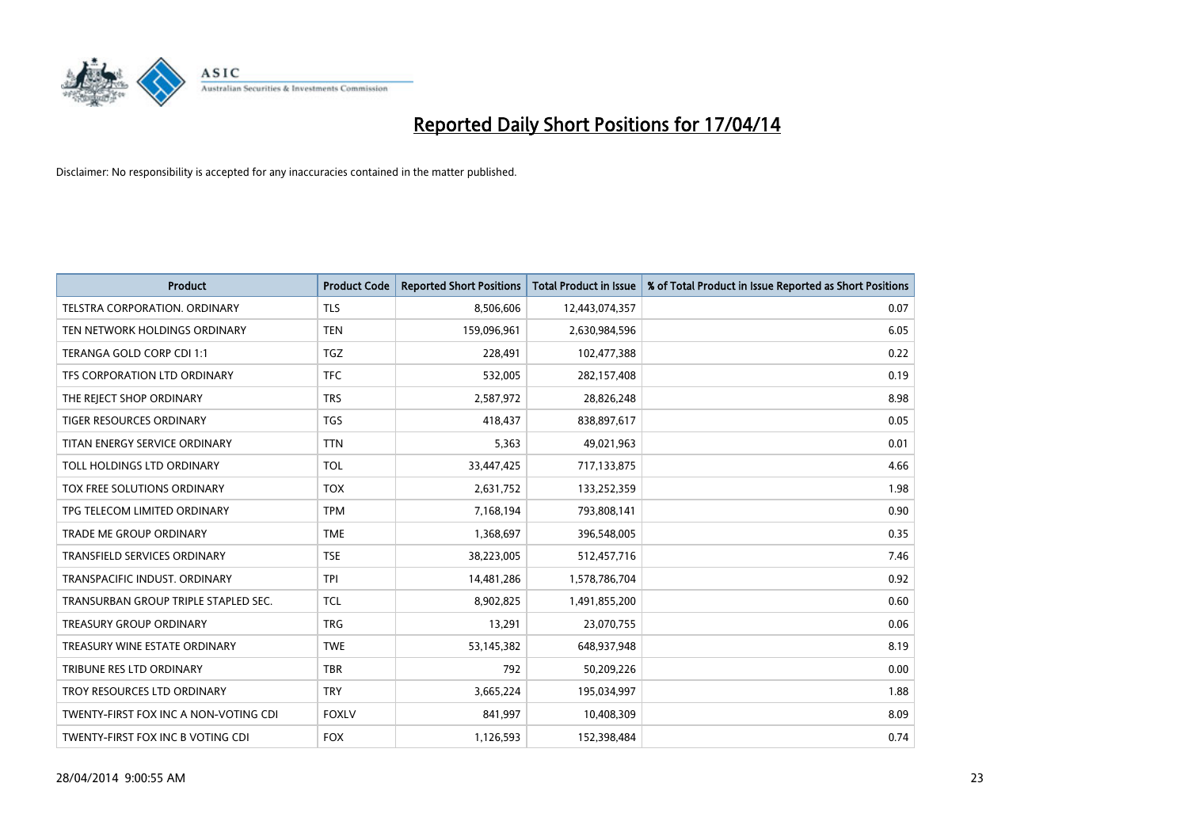# Reported Daily Short Positions for 17/04/14

Disclaimer: No responsibility is accepted for any inaccuracies contained in the matter published.

| Product | Product Code | Reported Short Positions | Total Product in Issue | % of Total Product in Issue Reported as Short Positions |
| --- | --- | --- | --- | --- |
| TELSTRA CORPORATION. ORDINARY | TLS | 8,506,606 | 12,443,074,357 | 0.07 |
| TEN NETWORK HOLDINGS ORDINARY | TEN | 159,096,961 | 2,630,984,596 | 6.05 |
| TERANGA GOLD CORP CDI 1:1 | TGZ | 228,491 | 102,477,388 | 0.22 |
| TFS CORPORATION LTD ORDINARY | TFC | 532,005 | 282,157,408 | 0.19 |
| THE REJECT SHOP ORDINARY | TRS | 2,587,972 | 28,826,248 | 8.98 |
| TIGER RESOURCES ORDINARY | TGS | 418,437 | 838,897,617 | 0.05 |
| TITAN ENERGY SERVICE ORDINARY | TTN | 5,363 | 49,021,963 | 0.01 |
| TOLL HOLDINGS LTD ORDINARY | TOL | 33,447,425 | 717,133,875 | 4.66 |
| TOX FREE SOLUTIONS ORDINARY | TOX | 2,631,752 | 133,252,359 | 1.98 |
| TPG TELECOM LIMITED ORDINARY | TPM | 7,168,194 | 793,808,141 | 0.90 |
| TRADE ME GROUP ORDINARY | TME | 1,368,697 | 396,548,005 | 0.35 |
| TRANSFIELD SERVICES ORDINARY | TSE | 38,223,005 | 512,457,716 | 7.46 |
| TRANSPACIFIC INDUST. ORDINARY | TPI | 14,481,286 | 1,578,786,704 | 0.92 |
| TRANSURBAN GROUP TRIPLE STAPLED SEC. | TCL | 8,902,825 | 1,491,855,200 | 0.60 |
| TREASURY GROUP ORDINARY | TRG | 13,291 | 23,070,755 | 0.06 |
| TREASURY WINE ESTATE ORDINARY | TWE | 53,145,382 | 648,937,948 | 8.19 |
| TRIBUNE RES LTD ORDINARY | TBR | 792 | 50,209,226 | 0.00 |
| TROY RESOURCES LTD ORDINARY | TRY | 3,665,224 | 195,034,997 | 1.88 |
| TWENTY-FIRST FOX INC A NON-VOTING CDI | FOXLV | 841,997 | 10,408,309 | 8.09 |
| TWENTY-FIRST FOX INC B VOTING CDI | FOX | 1,126,593 | 152,398,484 | 0.74 |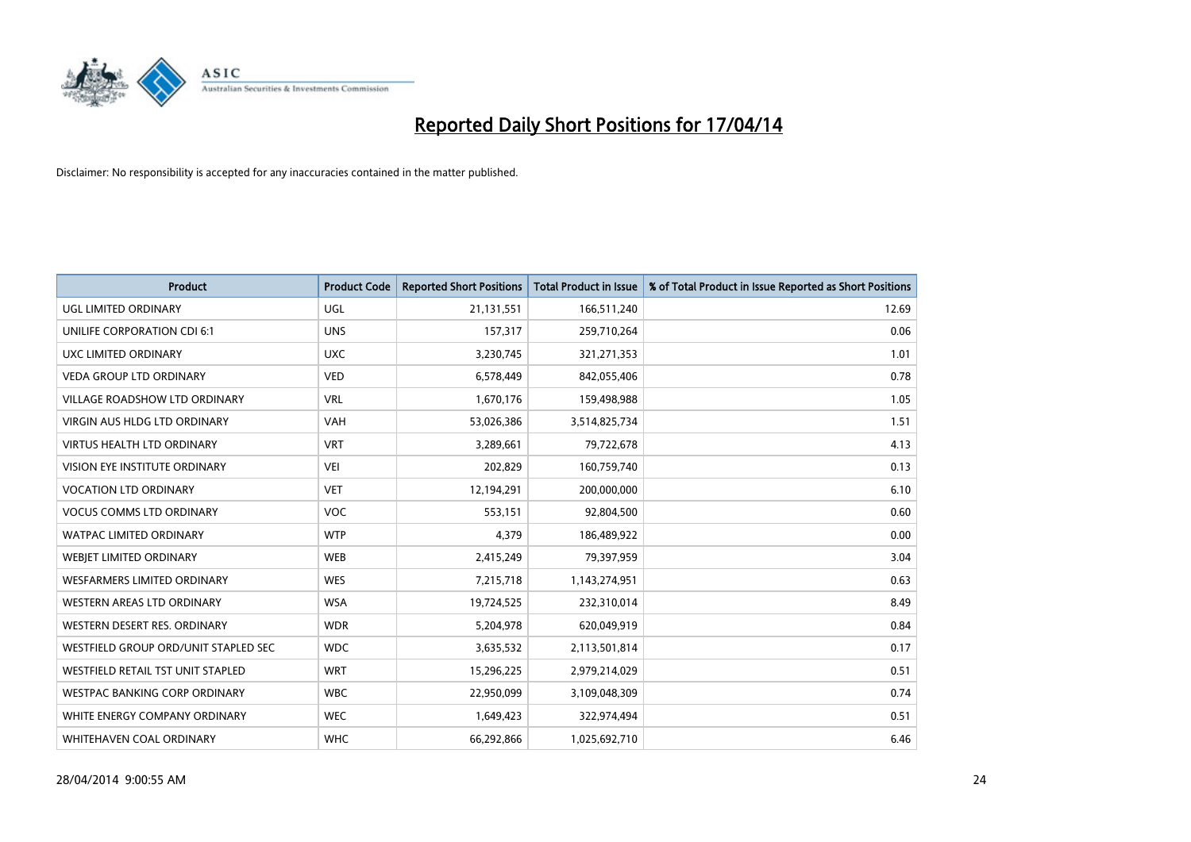# Reported Daily Short Positions for 17/04/14

Disclaimer: No responsibility is accepted for any inaccuracies contained in the matter published.

| Product | Product Code | Reported Short Positions | Total Product in Issue | % of Total Product in Issue Reported as Short Positions |
|---|---|---|---|---|
| UGL LIMITED ORDINARY | UGL | 21,131,551 | 166,511,240 | 12.69 |
| UNILIFE CORPORATION CDI 6:1 | UNS | 157,317 | 259,710,264 | 0.06 |
| UXC LIMITED ORDINARY | UXC | 3,230,745 | 321,271,353 | 1.01 |
| VEDA GROUP LTD ORDINARY | VED | 6,578,449 | 842,055,406 | 0.78 |
| VILLAGE ROADSHOW LTD ORDINARY | VRL | 1,670,176 | 159,498,988 | 1.05 |
| VIRGIN AUS HLDG LTD ORDINARY | VAH | 53,026,386 | 3,514,825,734 | 1.51 |
| VIRTUS HEALTH LTD ORDINARY | VRT | 3,289,661 | 79,722,678 | 4.13 |
| VISION EYE INSTITUTE ORDINARY | VEI | 202,829 | 160,759,740 | 0.13 |
| VOCATION LTD ORDINARY | VET | 12,194,291 | 200,000,000 | 6.10 |
| VOCUS COMMS LTD ORDINARY | VOC | 553,151 | 92,804,500 | 0.60 |
| WATPAC LIMITED ORDINARY | WTP | 4,379 | 186,489,922 | 0.00 |
| WEBJET LIMITED ORDINARY | WEB | 2,415,249 | 79,397,959 | 3.04 |
| WESFARMERS LIMITED ORDINARY | WES | 7,215,718 | 1,143,274,951 | 0.63 |
| WESTERN AREAS LTD ORDINARY | WSA | 19,724,525 | 232,310,014 | 8.49 |
| WESTERN DESERT RES. ORDINARY | WDR | 5,204,978 | 620,049,919 | 0.84 |
| WESTFIELD GROUP ORD/UNIT STAPLED SEC | WDC | 3,635,532 | 2,113,501,814 | 0.17 |
| WESTFIELD RETAIL TST UNIT STAPLED | WRT | 15,296,225 | 2,979,214,029 | 0.51 |
| WESTPAC BANKING CORP ORDINARY | WBC | 22,950,099 | 3,109,048,309 | 0.74 |
| WHITE ENERGY COMPANY ORDINARY | WEC | 1,649,423 | 322,974,494 | 0.51 |
| WHITEHAVEN COAL ORDINARY | WHC | 66,292,866 | 1,025,692,710 | 6.46 |

28/04/2014 9:00:55 AM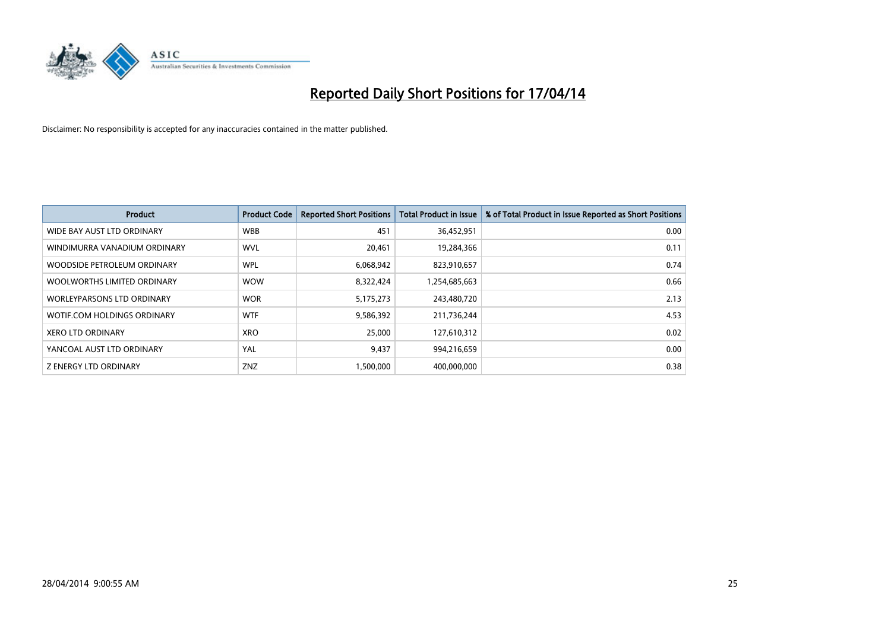# Reported Daily Short Positions for 17/04/14

Disclaimer: No responsibility is accepted for any inaccuracies contained in the matter published.

| Product | Product Code | Reported Short Positions | Total Product in Issue | % of Total Product in Issue Reported as Short Positions |
|---|---|---|---|---|
| WIDE BAY AUST LTD ORDINARY | WBB | 451 | 36,452,951 | 0.00 |
| WINDIMURRA VANADIUM ORDINARY | WVL | 20,461 | 19,284,366 | 0.11 |
| WOODSIDE PETROLEUM ORDINARY | WPL | 6,068,942 | 823,910,657 | 0.74 |
| WOOLWORTHS LIMITED ORDINARY | WOW | 8,322,424 | 1,254,685,663 | 0.66 |
| WORLEYPARSONS LTD ORDINARY | WOR | 5,175,273 | 243,480,720 | 2.13 |
| WOTIF.COM HOLDINGS ORDINARY | WTF | 9,586,392 | 211,736,244 | 4.53 |
| XERO LTD ORDINARY | XRO | 25,000 | 127,610,312 | 0.02 |
| YANCOAL AUST LTD ORDINARY | YAL | 9,437 | 994,216,659 | 0.00 |
| Z ENERGY LTD ORDINARY | ZNZ | 1,500,000 | 400,000,000 | 0.38 |

28/04/2014 9:00:55 AM